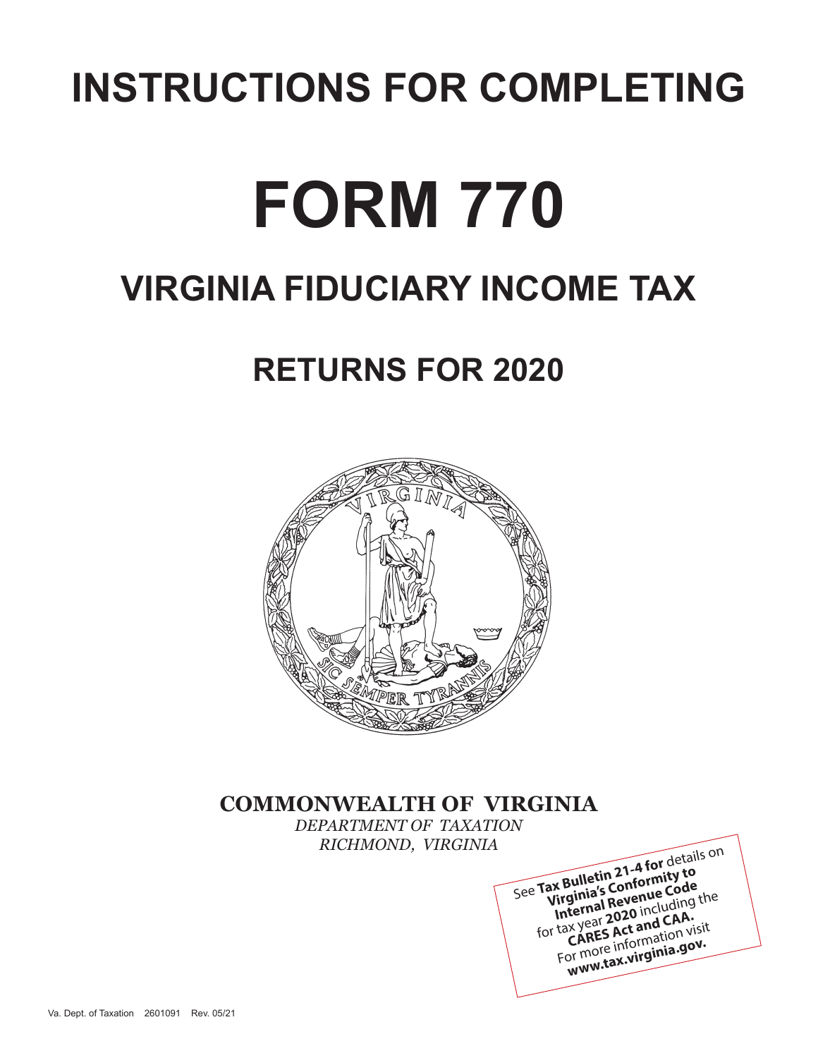# INSTRUCTIONS FOR COMPLETING

# FORM 770

## VIRGINIA FIDUCIARY INCOME TAX

## RETURNS FOR 2020

**COMMONWEALTH OF VIRGINIA**

*DEPARTMENT OF TAXATION*

*RICHMOND, VIRGINIA*

See **Tax Bulletin 21-4 for** details on **Virginia's Conformity to Internal Revenue Code** for tax year **2020** including the **CARES Act and CAA.** For more information visit **www.tax.virginia.gov.**

Va. Dept. of Taxation 2601091 Rev. 05/21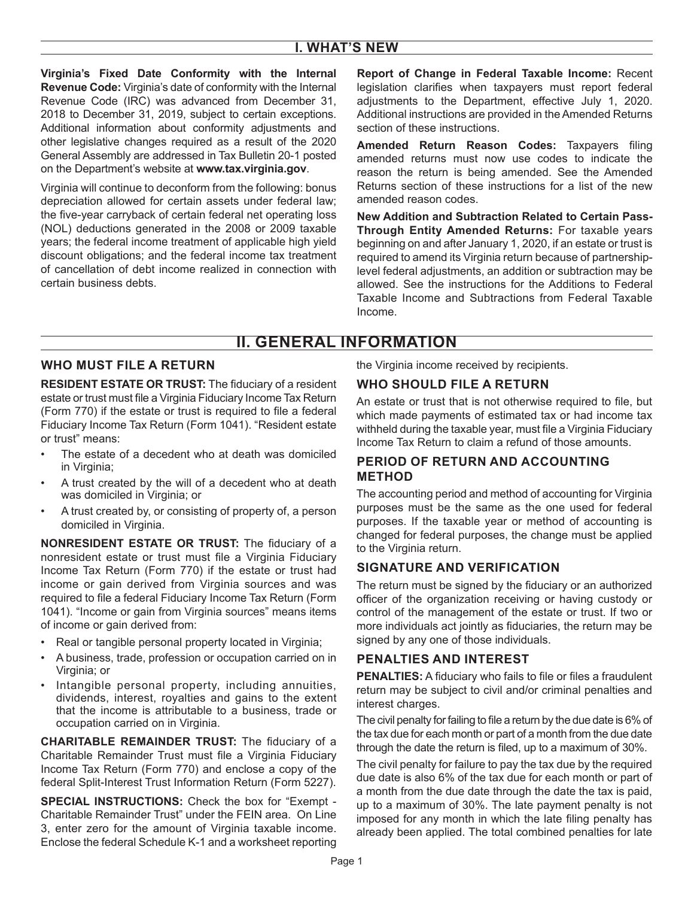## I. WHAT'S NEW

**Virginia's Fixed Date Conformity with the Internal Revenue Code:** Virginia's date of conformity with the Internal Revenue Code (IRC) was advanced from December 31, 2018 to December 31, 2019, subject to certain exceptions. Additional information about conformity adjustments and other legislative changes required as a result of the 2020 General Assembly are addressed in Tax Bulletin 20-1 posted on the Department's website at **www.tax.virginia.gov**.

Virginia will continue to deconform from the following: bonus depreciation allowed for certain assets under federal law; the five-year carryback of certain federal net operating loss (NOL) deductions generated in the 2008 or 2009 taxable years; the federal income treatment of applicable high yield discount obligations; and the federal income tax treatment of cancellation of debt income realized in connection with certain business debts.

**Report of Change in Federal Taxable Income:** Recent legislation clarifies when taxpayers must report federal adjustments to the Department, effective July 1, 2020. Additional instructions are provided in the Amended Returns section of these instructions.

**Amended Return Reason Codes:** Taxpayers filing amended returns must now use codes to indicate the reason the return is being amended. See the Amended Returns section of these instructions for a list of the new amended reason codes.

**New Addition and Subtraction Related to Certain Pass-Through Entity Amended Returns:** For taxable years beginning on and after January 1, 2020, if an estate or trust is required to amend its Virginia return because of partnership-level federal adjustments, an addition or subtraction may be allowed. See the instructions for the Additions to Federal Taxable Income and Subtractions from Federal Taxable Income.

## II. GENERAL INFORMATION

### WHO MUST FILE A RETURN

**RESIDENT ESTATE OR TRUST:** The fiduciary of a resident estate or trust must file a Virginia Fiduciary Income Tax Return (Form 770) if the estate or trust is required to file a federal Fiduciary Income Tax Return (Form 1041). "Resident estate or trust" means:

- The estate of a decedent who at death was domiciled in Virginia;
- A trust created by the will of a decedent who at death was domiciled in Virginia; or
- A trust created by, or consisting of property of, a person domiciled in Virginia.

**NONRESIDENT ESTATE OR TRUST:** The fiduciary of a nonresident estate or trust must file a Virginia Fiduciary Income Tax Return (Form 770) if the estate or trust had income or gain derived from Virginia sources and was required to file a federal Fiduciary Income Tax Return (Form 1041). "Income or gain from Virginia sources" means items of income or gain derived from:

- Real or tangible personal property located in Virginia;
- A business, trade, profession or occupation carried on in Virginia; or
- Intangible personal property, including annuities, dividends, interest, royalties and gains to the extent that the income is attributable to a business, trade or occupation carried on in Virginia.

**CHARITABLE REMAINDER TRUST:** The fiduciary of a Charitable Remainder Trust must file a Virginia Fiduciary Income Tax Return (Form 770) and enclose a copy of the federal Split-Interest Trust Information Return (Form 5227).

**SPECIAL INSTRUCTIONS:** Check the box for "Exempt - Charitable Remainder Trust" under the FEIN area. On Line 3, enter zero for the amount of Virginia taxable income. Enclose the federal Schedule K-1 and a worksheet reporting the Virginia income received by recipients.

### WHO SHOULD FILE A RETURN

An estate or trust that is not otherwise required to file, but which made payments of estimated tax or had income tax withheld during the taxable year, must file a Virginia Fiduciary Income Tax Return to claim a refund of those amounts.

### PERIOD OF RETURN AND ACCOUNTING METHOD

The accounting period and method of accounting for Virginia purposes must be the same as the one used for federal purposes. If the taxable year or method of accounting is changed for federal purposes, the change must be applied to the Virginia return.

### SIGNATURE AND VERIFICATION

The return must be signed by the fiduciary or an authorized officer of the organization receiving or having custody or control of the management of the estate or trust. If two or more individuals act jointly as fiduciaries, the return may be signed by any one of those individuals.

### PENALTIES AND INTEREST

**PENALTIES:** A fiduciary who fails to file or files a fraudulent return may be subject to civil and/or criminal penalties and interest charges.

The civil penalty for failing to file a return by the due date is 6% of the tax due for each month or part of a month from the due date through the date the return is filed, up to a maximum of 30%.

The civil penalty for failure to pay the tax due by the required due date is also 6% of the tax due for each month or part of a month from the due date through the date the tax is paid, up to a maximum of 30%. The late payment penalty is not imposed for any month in which the late filing penalty has already been applied. The total combined penalties for late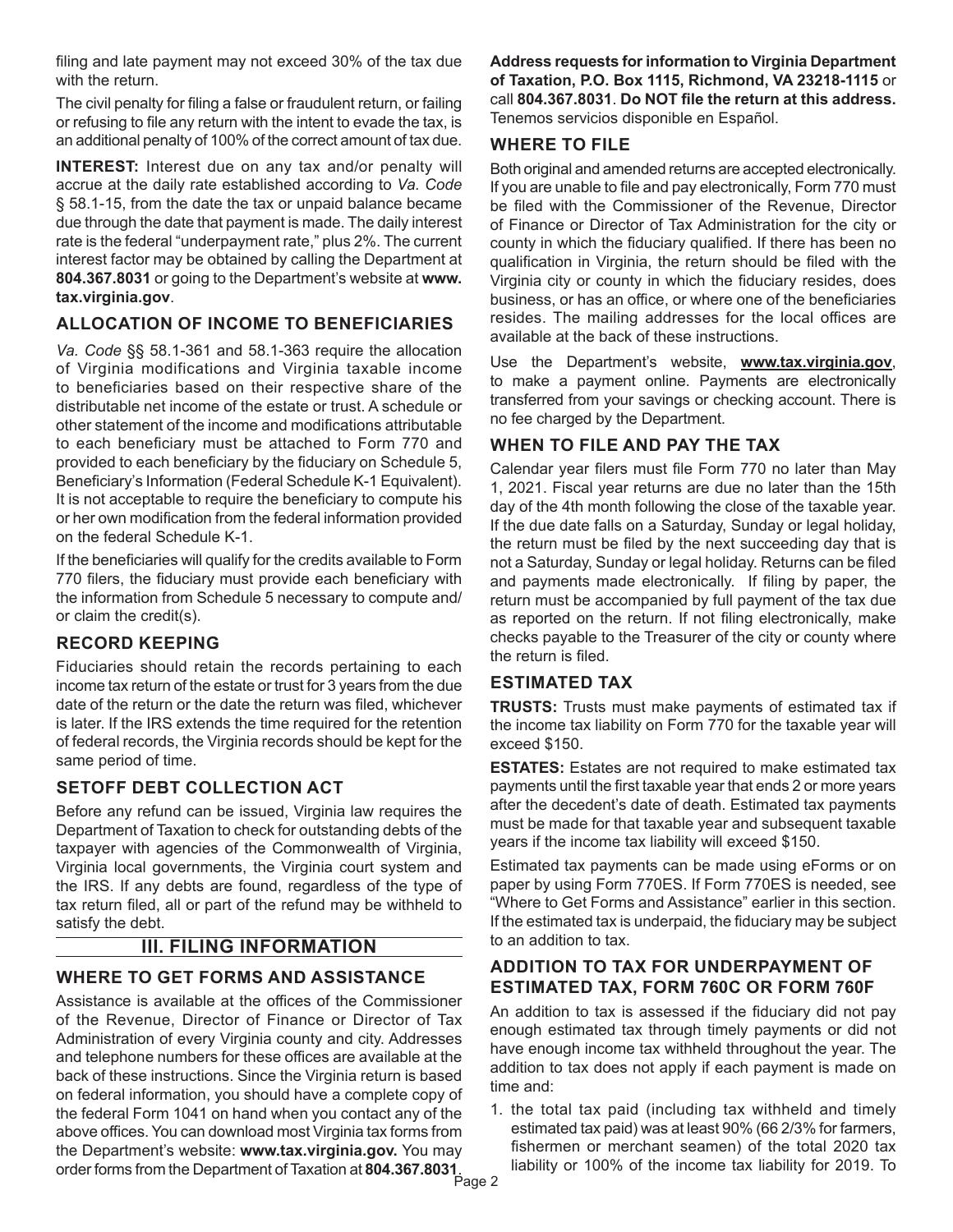filing and late payment may not exceed 30% of the tax due with the return.

The civil penalty for filing a false or fraudulent return, or failing or refusing to file any return with the intent to evade the tax, is an additional penalty of 100% of the correct amount of tax due.

**INTEREST:** Interest due on any tax and/or penalty will accrue at the daily rate established according to *Va. Code* § 58.1-15, from the date the tax or unpaid balance became due through the date that payment is made. The daily interest rate is the federal "underpayment rate," plus 2%. The current interest factor may be obtained by calling the Department at **804.367.8031** or going to the Department's website at **www.tax.virginia.gov**.

### ALLOCATION OF INCOME TO BENEFICIARIES

*Va. Code* §§ 58.1-361 and 58.1-363 require the allocation of Virginia modifications and Virginia taxable income to beneficiaries based on their respective share of the distributable net income of the estate or trust. A schedule or other statement of the income and modifications attributable to each beneficiary must be attached to Form 770 and provided to each beneficiary by the fiduciary on Schedule 5, Beneficiary's Information (Federal Schedule K-1 Equivalent). It is not acceptable to require the beneficiary to compute his or her own modification from the federal information provided on the federal Schedule K-1.

If the beneficiaries will qualify for the credits available to Form 770 filers, the fiduciary must provide each beneficiary with the information from Schedule 5 necessary to compute and/or claim the credit(s).

### RECORD KEEPING

Fiduciaries should retain the records pertaining to each income tax return of the estate or trust for 3 years from the due date of the return or the date the return was filed, whichever is later. If the IRS extends the time required for the retention of federal records, the Virginia records should be kept for the same period of time.

### SETOFF DEBT COLLECTION ACT

Before any refund can be issued, Virginia law requires the Department of Taxation to check for outstanding debts of the taxpayer with agencies of the Commonwealth of Virginia, Virginia local governments, the Virginia court system and the IRS. If any debts are found, regardless of the type of tax return filed, all or part of the refund may be withheld to satisfy the debt.

## III. FILING INFORMATION

### WHERE TO GET FORMS AND ASSISTANCE

Assistance is available at the offices of the Commissioner of the Revenue, Director of Finance or Director of Tax Administration of every Virginia county and city. Addresses and telephone numbers for these offices are available at the back of these instructions. Since the Virginia return is based on federal information, you should have a complete copy of the federal Form 1041 on hand when you contact any of the above offices. You can download most Virginia tax forms from the Department's website: **www.tax.virginia.gov.** You may order forms from the Department of Taxation at **804.367.8031**.

**Address requests for information to Virginia Department of Taxation, P.O. Box 1115, Richmond, VA 23218-1115** or call **804.367.8031**. **Do NOT file the return at this address.** Tenemos servicios disponible en Español.

### WHERE TO FILE

Both original and amended returns are accepted electronically. If you are unable to file and pay electronically, Form 770 must be filed with the Commissioner of the Revenue, Director of Finance or Director of Tax Administration for the city or county in which the fiduciary qualified. If there has been no qualification in Virginia, the return should be filed with the Virginia city or county in which the fiduciary resides, does business, or has an office, or where one of the beneficiaries resides. The mailing addresses for the local offices are available at the back of these instructions.

Use the Department's website, **www.tax.virginia.gov**, to make a payment online. Payments are electronically transferred from your savings or checking account. There is no fee charged by the Department.

### WHEN TO FILE AND PAY THE TAX

Calendar year filers must file Form 770 no later than May 1, 2021. Fiscal year returns are due no later than the 15th day of the 4th month following the close of the taxable year. If the due date falls on a Saturday, Sunday or legal holiday, the return must be filed by the next succeeding day that is not a Saturday, Sunday or legal holiday. Returns can be filed and payments made electronically. If filing by paper, the return must be accompanied by full payment of the tax due as reported on the return. If not filing electronically, make checks payable to the Treasurer of the city or county where the return is filed.

### ESTIMATED TAX

**TRUSTS:** Trusts must make payments of estimated tax if the income tax liability on Form 770 for the taxable year will exceed $150.

**ESTATES:** Estates are not required to make estimated tax payments until the first taxable year that ends 2 or more years after the decedent's date of death. Estimated tax payments must be made for that taxable year and subsequent taxable years if the income tax liability will exceed $150.

Estimated tax payments can be made using eForms or on paper by using Form 770ES. If Form 770ES is needed, see "Where to Get Forms and Assistance" earlier in this section. If the estimated tax is underpaid, the fiduciary may be subject to an addition to tax.

### ADDITION TO TAX FOR UNDERPAYMENT OF ESTIMATED TAX, FORM 760C OR FORM 760F

An addition to tax is assessed if the fiduciary did not pay enough estimated tax through timely payments or did not have enough income tax withheld throughout the year. The addition to tax does not apply if each payment is made on time and:

1. the total tax paid (including tax withheld and timely estimated tax paid) was at least 90% (66 2/3% for farmers, fishermen or merchant seamen) of the total 2020 tax liability or 100% of the income tax liability for 2019. To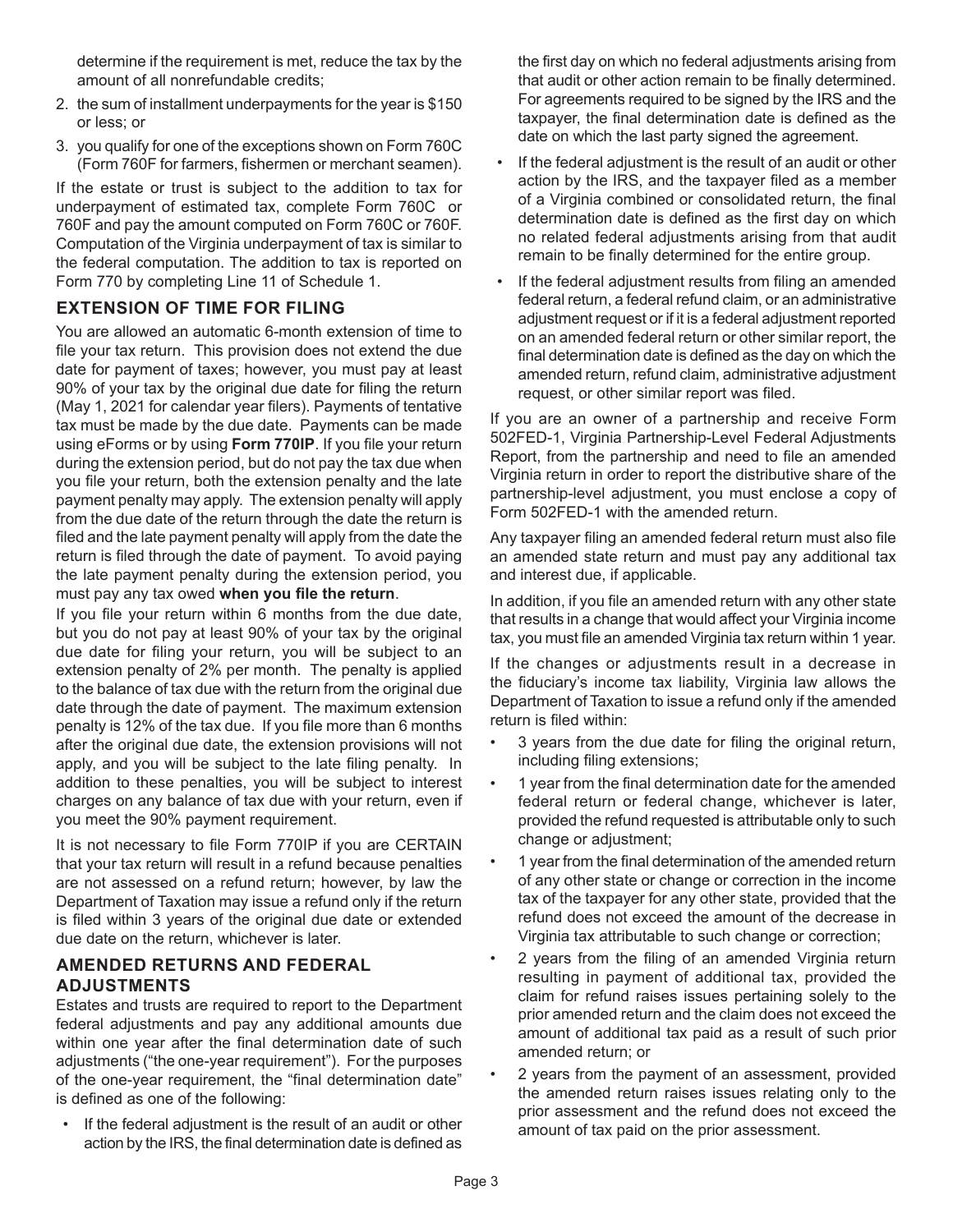determine if the requirement is met, reduce the tax by the amount of all nonrefundable credits;

2. the sum of installment underpayments for the year is $150 or less; or
3. you qualify for one of the exceptions shown on Form 760C (Form 760F for farmers, fishermen or merchant seamen).

If the estate or trust is subject to the addition to tax for underpayment of estimated tax, complete Form 760C or 760F and pay the amount computed on Form 760C or 760F. Computation of the Virginia underpayment of tax is similar to the federal computation. The addition to tax is reported on Form 770 by completing Line 11 of Schedule 1.

## EXTENSION OF TIME FOR FILING

You are allowed an automatic 6-month extension of time to file your tax return. This provision does not extend the due date for payment of taxes; however, you must pay at least 90% of your tax by the original due date for filing the return (May 1, 2021 for calendar year filers). Payments of tentative tax must be made by the due date. Payments can be made using eForms or by using **Form 770IP**. If you file your return during the extension period, but do not pay the tax due when you file your return, both the extension penalty and the late payment penalty may apply. The extension penalty will apply from the due date of the return through the date the return is filed and the late payment penalty will apply from the date the return is filed through the date of payment. To avoid paying the late payment penalty during the extension period, you must pay any tax owed **when you file the return**.

If you file your return within 6 months from the due date, but you do not pay at least 90% of your tax by the original due date for filing your return, you will be subject to an extension penalty of 2% per month. The penalty is applied to the balance of tax due with the return from the original due date through the date of payment. The maximum extension penalty is 12% of the tax due. If you file more than 6 months after the original due date, the extension provisions will not apply, and you will be subject to the late filing penalty. In addition to these penalties, you will be subject to interest charges on any balance of tax due with your return, even if you meet the 90% payment requirement.

It is not necessary to file Form 770IP if you are CERTAIN that your tax return will result in a refund because penalties are not assessed on a refund return; however, by law the Department of Taxation may issue a refund only if the return is filed within 3 years of the original due date or extended due date on the return, whichever is later.

## AMENDED RETURNS AND FEDERAL ADJUSTMENTS

Estates and trusts are required to report to the Department federal adjustments and pay any additional amounts due within one year after the final determination date of such adjustments ("the one-year requirement"). For the purposes of the one-year requirement, the "final determination date" is defined as one of the following:

- If the federal adjustment is the result of an audit or other action by the IRS, the final determination date is defined as the first day on which no federal adjustments arising from that audit or other action remain to be finally determined. For agreements required to be signed by the IRS and the taxpayer, the final determination date is defined as the date on which the last party signed the agreement.
- If the federal adjustment is the result of an audit or other action by the IRS, and the taxpayer filed as a member of a Virginia combined or consolidated return, the final determination date is defined as the first day on which no related federal adjustments arising from that audit remain to be finally determined for the entire group.
- If the federal adjustment results from filing an amended federal return, a federal refund claim, or an administrative adjustment request or if it is a federal adjustment reported on an amended federal return or other similar report, the final determination date is defined as the day on which the amended return, refund claim, administrative adjustment request, or other similar report was filed.

If you are an owner of a partnership and receive Form 502FED-1, Virginia Partnership-Level Federal Adjustments Report, from the partnership and need to file an amended Virginia return in order to report the distributive share of the partnership-level adjustment, you must enclose a copy of Form 502FED-1 with the amended return.

Any taxpayer filing an amended federal return must also file an amended state return and must pay any additional tax and interest due, if applicable.

In addition, if you file an amended return with any other state that results in a change that would affect your Virginia income tax, you must file an amended Virginia tax return within 1 year.

If the changes or adjustments result in a decrease in the fiduciary's income tax liability, Virginia law allows the Department of Taxation to issue a refund only if the amended return is filed within:

- 3 years from the due date for filing the original return, including filing extensions;
- 1 year from the final determination date for the amended federal return or federal change, whichever is later, provided the refund requested is attributable only to such change or adjustment;
- 1 year from the final determination of the amended return of any other state or change or correction in the income tax of the taxpayer for any other state, provided that the refund does not exceed the amount of the decrease in Virginia tax attributable to such change or correction;
- 2 years from the filing of an amended Virginia return resulting in payment of additional tax, provided the claim for refund raises issues pertaining solely to the prior amended return and the claim does not exceed the amount of additional tax paid as a result of such prior amended return; or
- 2 years from the payment of an assessment, provided the amended return raises issues relating only to the prior assessment and the refund does not exceed the amount of tax paid on the prior assessment.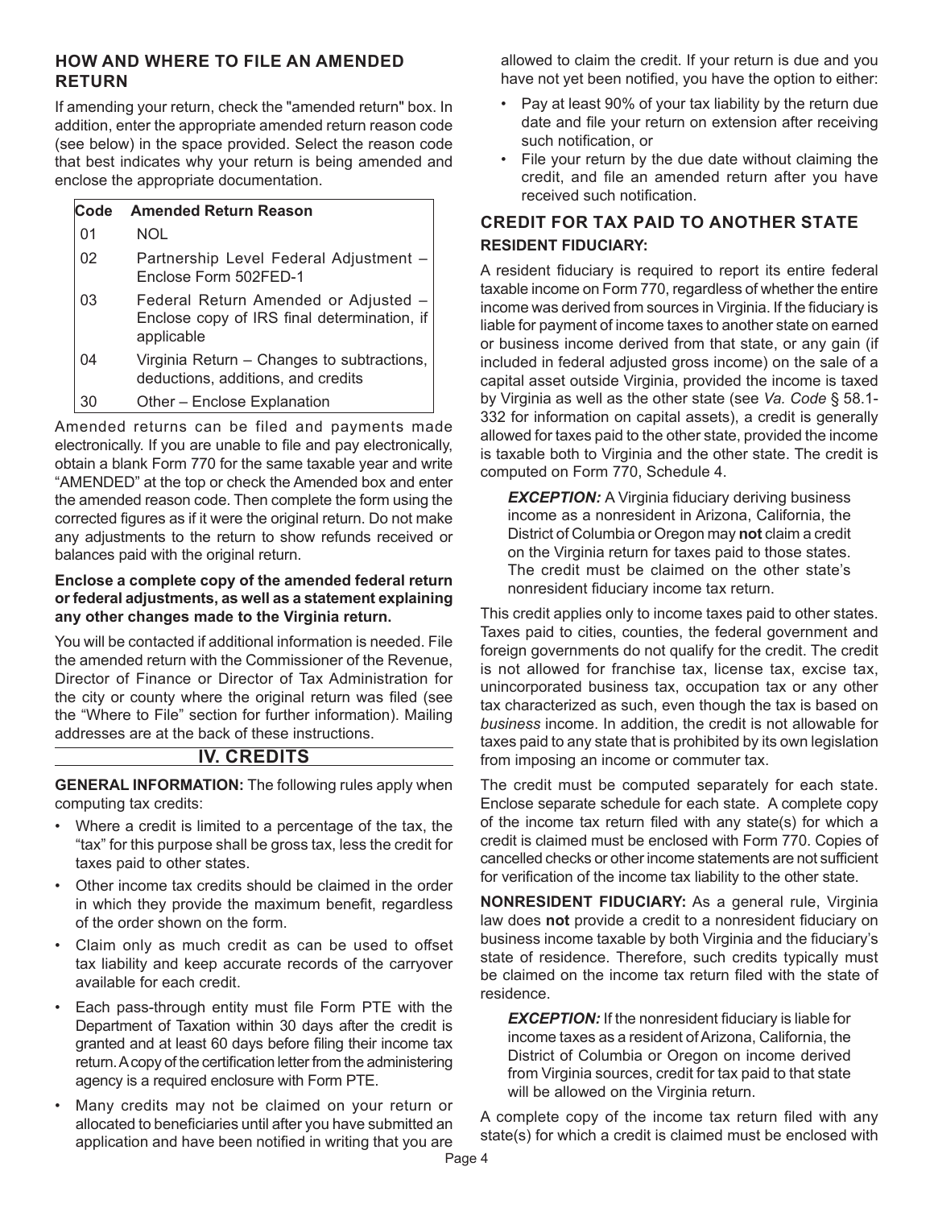### HOW AND WHERE TO FILE AN AMENDED RETURN

If amending your return, check the "amended return" box. In addition, enter the appropriate amended return reason code (see below) in the space provided. Select the reason code that best indicates why your return is being amended and enclose the appropriate documentation.

| Code | Amended Return Reason |
|---|---|
| 01 | NOL |
| 02 | Partnership Level Federal Adjustment – Enclose Form 502FED-1 |
| 03 | Federal Return Amended or Adjusted – Enclose copy of IRS final determination, if applicable |
| 04 | Virginia Return – Changes to subtractions, deductions, additions, and credits |
| 30 | Other – Enclose Explanation |

Amended returns can be filed and payments made electronically. If you are unable to file and pay electronically, obtain a blank Form 770 for the same taxable year and write "AMENDED" at the top or check the Amended box and enter the amended reason code. Then complete the form using the corrected figures as if it were the original return. Do not make any adjustments to the return to show refunds received or balances paid with the original return.

**Enclose a complete copy of the amended federal return or federal adjustments, as well as a statement explaining any other changes made to the Virginia return.**

You will be contacted if additional information is needed. File the amended return with the Commissioner of the Revenue, Director of Finance or Director of Tax Administration for the city or county where the original return was filed (see the "Where to File" section for further information). Mailing addresses are at the back of these instructions.

## IV. CREDITS

**GENERAL INFORMATION:** The following rules apply when computing tax credits:

- Where a credit is limited to a percentage of the tax, the "tax" for this purpose shall be gross tax, less the credit for taxes paid to other states.
- Other income tax credits should be claimed in the order in which they provide the maximum benefit, regardless of the order shown on the form.
- Claim only as much credit as can be used to offset tax liability and keep accurate records of the carryover available for each credit.
- Each pass-through entity must file Form PTE with the Department of Taxation within 30 days after the credit is granted and at least 60 days before filing their income tax return. A copy of the certification letter from the administering agency is a required enclosure with Form PTE.
- Many credits may not be claimed on your return or allocated to beneficiaries until after you have submitted an application and have been notified in writing that you are allowed to claim the credit. If your return is due and you have not yet been notified, you have the option to either:
  - Pay at least 90% of your tax liability by the return due date and file your return on extension after receiving such notification, or
  - File your return by the due date without claiming the credit, and file an amended return after you have received such notification.

### CREDIT FOR TAX PAID TO ANOTHER STATE

**RESIDENT FIDUCIARY:**

A resident fiduciary is required to report its entire federal taxable income on Form 770, regardless of whether the entire income was derived from sources in Virginia. If the fiduciary is liable for payment of income taxes to another state on earned or business income derived from that state, or any gain (if included in federal adjusted gross income) on the sale of a capital asset outside Virginia, provided the income is taxed by Virginia as well as the other state (see *Va. Code* § 58.1-332 for information on capital assets), a credit is generally allowed for taxes paid to the other state, provided the income is taxable both to Virginia and the other state. The credit is computed on Form 770, Schedule 4.

> ***EXCEPTION:*** A Virginia fiduciary deriving business income as a nonresident in Arizona, California, the District of Columbia or Oregon may **not** claim a credit on the Virginia return for taxes paid to those states. The credit must be claimed on the other state's nonresident fiduciary income tax return.

This credit applies only to income taxes paid to other states. Taxes paid to cities, counties, the federal government and foreign governments do not qualify for the credit. The credit is not allowed for franchise tax, license tax, excise tax, unincorporated business tax, occupation tax or any other tax characterized as such, even though the tax is based on *business* income. In addition, the credit is not allowable for taxes paid to any state that is prohibited by its own legislation from imposing an income or commuter tax.

The credit must be computed separately for each state. Enclose separate schedule for each state. A complete copy of the income tax return filed with any state(s) for which a credit is claimed must be enclosed with Form 770. Copies of cancelled checks or other income statements are not sufficient for verification of the income tax liability to the other state.

**NONRESIDENT FIDUCIARY:** As a general rule, Virginia law does **not** provide a credit to a nonresident fiduciary on business income taxable by both Virginia and the fiduciary's state of residence. Therefore, such credits typically must be claimed on the income tax return filed with the state of residence.

> ***EXCEPTION:*** If the nonresident fiduciary is liable for income taxes as a resident of Arizona, California, the District of Columbia or Oregon on income derived from Virginia sources, credit for tax paid to that state will be allowed on the Virginia return.

A complete copy of the income tax return filed with any state(s) for which a credit is claimed must be enclosed with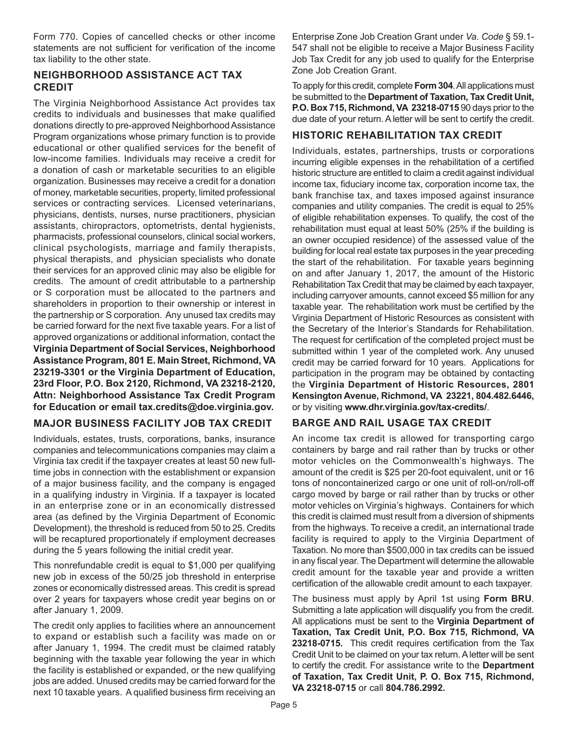Form 770. Copies of cancelled checks or other income statements are not sufficient for verification of the income tax liability to the other state.

## NEIGHBORHOOD ASSISTANCE ACT TAX CREDIT

The Virginia Neighborhood Assistance Act provides tax credits to individuals and businesses that make qualified donations directly to pre-approved Neighborhood Assistance Program organizations whose primary function is to provide educational or other qualified services for the benefit of low-income families. Individuals may receive a credit for a donation of cash or marketable securities to an eligible organization. Businesses may receive a credit for a donation of money, marketable securities, property, limited professional services or contracting services. Licensed veterinarians, physicians, dentists, nurses, nurse practitioners, physician assistants, chiropractors, optometrists, dental hygienists, pharmacists, professional counselors, clinical social workers, clinical psychologists, marriage and family therapists, physical therapists, and physician specialists who donate their services for an approved clinic may also be eligible for credits. The amount of credit attributable to a partnership or S corporation must be allocated to the partners and shareholders in proportion to their ownership or interest in the partnership or S corporation. Any unused tax credits may be carried forward for the next five taxable years. For a list of approved organizations or additional information, contact the **Virginia Department of Social Services, Neighborhood Assistance Program, 801 E. Main Street, Richmond, VA 23219-3301 or the Virginia Department of Education, 23rd Floor, P.O. Box 2120, Richmond, VA 23218-2120, Attn: Neighborhood Assistance Tax Credit Program for Education or email tax.credits@doe.virginia.gov.**

## MAJOR BUSINESS FACILITY JOB TAX CREDIT

Individuals, estates, trusts, corporations, banks, insurance companies and telecommunications companies may claim a Virginia tax credit if the taxpayer creates at least 50 new full-time jobs in connection with the establishment or expansion of a major business facility, and the company is engaged in a qualifying industry in Virginia. If a taxpayer is located in an enterprise zone or in an economically distressed area (as defined by the Virginia Department of Economic Development), the threshold is reduced from 50 to 25. Credits will be recaptured proportionately if employment decreases during the 5 years following the initial credit year.

This nonrefundable credit is equal to $1,000 per qualifying new job in excess of the 50/25 job threshold in enterprise zones or economically distressed areas. This credit is spread over 2 years for taxpayers whose credit year begins on or after January 1, 2009.

The credit only applies to facilities where an announcement to expand or establish such a facility was made on or after January 1, 1994. The credit must be claimed ratably beginning with the taxable year following the year in which the facility is established or expanded, or the new qualifying jobs are added. Unused credits may be carried forward for the next 10 taxable years. A qualified business firm receiving an Enterprise Zone Job Creation Grant under *Va. Code* § 59.1-547 shall not be eligible to receive a Major Business Facility Job Tax Credit for any job used to qualify for the Enterprise Zone Job Creation Grant.

To apply for this credit, complete **Form 304**. All applications must be submitted to the **Department of Taxation, Tax Credit Unit, P.O. Box 715, Richmond, VA 23218-0715** 90 days prior to the due date of your return. A letter will be sent to certify the credit.

## HISTORIC REHABILITATION TAX CREDIT

Individuals, estates, partnerships, trusts or corporations incurring eligible expenses in the rehabilitation of a certified historic structure are entitled to claim a credit against individual income tax, fiduciary income tax, corporation income tax, the bank franchise tax, and taxes imposed against insurance companies and utility companies. The credit is equal to 25% of eligible rehabilitation expenses. To qualify, the cost of the rehabilitation must equal at least 50% (25% if the building is an owner occupied residence) of the assessed value of the building for local real estate tax purposes in the year preceding the start of the rehabilitation. For taxable years beginning on and after January 1, 2017, the amount of the Historic Rehabilitation Tax Credit that may be claimed by each taxpayer, including carryover amounts, cannot exceed $5 million for any taxable year. The rehabilitation work must be certified by the Virginia Department of Historic Resources as consistent with the Secretary of the Interior's Standards for Rehabilitation. The request for certification of the completed project must be submitted within 1 year of the completed work. Any unused credit may be carried forward for 10 years. Applications for participation in the program may be obtained by contacting the **Virginia Department of Historic Resources, 2801 Kensington Avenue, Richmond, VA 23221, 804.482.6446,** or by visiting **www.dhr.virginia.gov/tax-credits/**.

## BARGE AND RAIL USAGE TAX CREDIT

An income tax credit is allowed for transporting cargo containers by barge and rail rather than by trucks or other motor vehicles on the Commonwealth's highways. The amount of the credit is $25 per 20-foot equivalent, unit or 16 tons of noncontainerized cargo or one unit of roll-on/roll-off cargo moved by barge or rail rather than by trucks or other motor vehicles on Virginia's highways. Containers for which this credit is claimed must result from a diversion of shipments from the highways. To receive a credit, an international trade facility is required to apply to the Virginia Department of Taxation. No more than $500,000 in tax credits can be issued in any fiscal year. The Department will determine the allowable credit amount for the taxable year and provide a written certification of the allowable credit amount to each taxpayer.

The business must apply by April 1st using **Form BRU**. Submitting a late application will disqualify you from the credit. All applications must be sent to the **Virginia Department of Taxation, Tax Credit Unit, P.O. Box 715, Richmond, VA 23218-0715.** This credit requires certification from the Tax Credit Unit to be claimed on your tax return. A letter will be sent to certify the credit. For assistance write to the **Department of Taxation, Tax Credit Unit, P. O. Box 715, Richmond, VA 23218-0715** or call **804.786.2992.**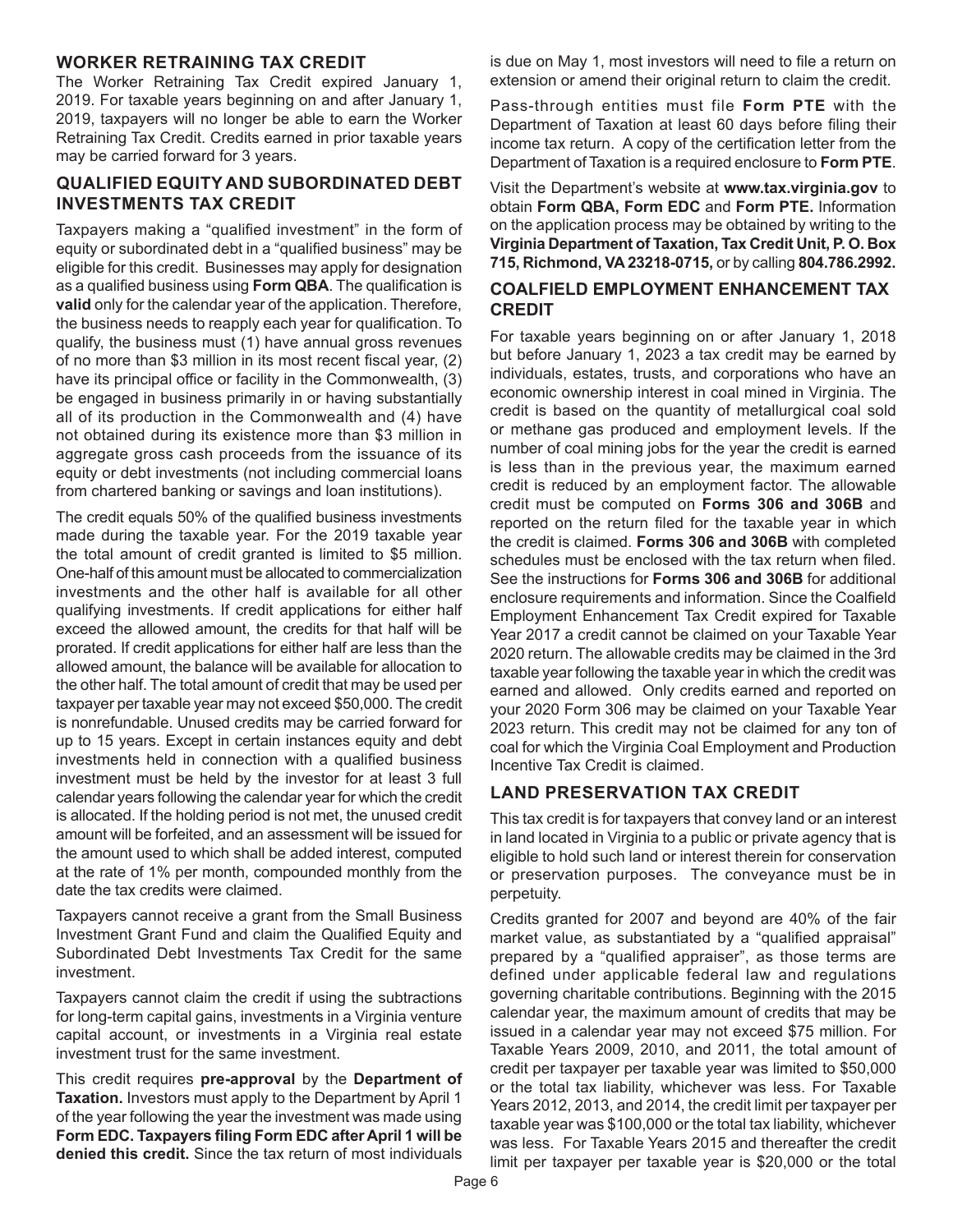## WORKER RETRAINING TAX CREDIT

The Worker Retraining Tax Credit expired January 1, 2019. For taxable years beginning on and after January 1, 2019, taxpayers will no longer be able to earn the Worker Retraining Tax Credit. Credits earned in prior taxable years may be carried forward for 3 years.

## QUALIFIED EQUITY AND SUBORDINATED DEBT INVESTMENTS TAX CREDIT

Taxpayers making a "qualified investment" in the form of equity or subordinated debt in a "qualified business" may be eligible for this credit. Businesses may apply for designation as a qualified business using **Form QBA**. The qualification is **valid** only for the calendar year of the application. Therefore, the business needs to reapply each year for qualification. To qualify, the business must (1) have annual gross revenues of no more than $3 million in its most recent fiscal year, (2) have its principal office or facility in the Commonwealth, (3) be engaged in business primarily in or having substantially all of its production in the Commonwealth and (4) have not obtained during its existence more than $3 million in aggregate gross cash proceeds from the issuance of its equity or debt investments (not including commercial loans from chartered banking or savings and loan institutions).

The credit equals 50% of the qualified business investments made during the taxable year. For the 2019 taxable year the total amount of credit granted is limited to $5 million. One-half of this amount must be allocated to commercialization investments and the other half is available for all other qualifying investments. If credit applications for either half exceed the allowed amount, the credits for that half will be prorated. If credit applications for either half are less than the allowed amount, the balance will be available for allocation to the other half. The total amount of credit that may be used per taxpayer per taxable year may not exceed $50,000. The credit is nonrefundable. Unused credits may be carried forward for up to 15 years. Except in certain instances equity and debt investments held in connection with a qualified business investment must be held by the investor for at least 3 full calendar years following the calendar year for which the credit is allocated. If the holding period is not met, the unused credit amount will be forfeited, and an assessment will be issued for the amount used to which shall be added interest, computed at the rate of 1% per month, compounded monthly from the date the tax credits were claimed.

Taxpayers cannot receive a grant from the Small Business Investment Grant Fund and claim the Qualified Equity and Subordinated Debt Investments Tax Credit for the same investment.

Taxpayers cannot claim the credit if using the subtractions for long-term capital gains, investments in a Virginia venture capital account, or investments in a Virginia real estate investment trust for the same investment.

This credit requires **pre-approval** by the **Department of Taxation.** Investors must apply to the Department by April 1 of the year following the year the investment was made using **Form EDC. Taxpayers filing Form EDC after April 1 will be denied this credit.** Since the tax return of most individuals is due on May 1, most investors will need to file a return on extension or amend their original return to claim the credit.

Pass-through entities must file **Form PTE** with the Department of Taxation at least 60 days before filing their income tax return. A copy of the certification letter from the Department of Taxation is a required enclosure to **Form PTE**.

Visit the Department's website at **www.tax.virginia.gov** to obtain **Form QBA, Form EDC** and **Form PTE.** Information on the application process may be obtained by writing to the **Virginia Department of Taxation, Tax Credit Unit, P. O. Box 715, Richmond, VA 23218-0715,** or by calling **804.786.2992.**

## COALFIELD EMPLOYMENT ENHANCEMENT TAX CREDIT

For taxable years beginning on or after January 1, 2018 but before January 1, 2023 a tax credit may be earned by individuals, estates, trusts, and corporations who have an economic ownership interest in coal mined in Virginia. The credit is based on the quantity of metallurgical coal sold or methane gas produced and employment levels. If the number of coal mining jobs for the year the credit is earned is less than in the previous year, the maximum earned credit is reduced by an employment factor. The allowable credit must be computed on **Forms 306 and 306B** and reported on the return filed for the taxable year in which the credit is claimed. **Forms 306 and 306B** with completed schedules must be enclosed with the tax return when filed. See the instructions for **Forms 306 and 306B** for additional enclosure requirements and information. Since the Coalfield Employment Enhancement Tax Credit expired for Taxable Year 2017 a credit cannot be claimed on your Taxable Year 2020 return. The allowable credits may be claimed in the 3rd taxable year following the taxable year in which the credit was earned and allowed. Only credits earned and reported on your 2020 Form 306 may be claimed on your Taxable Year 2023 return. This credit may not be claimed for any ton of coal for which the Virginia Coal Employment and Production Incentive Tax Credit is claimed.

## LAND PRESERVATION TAX CREDIT

This tax credit is for taxpayers that convey land or an interest in land located in Virginia to a public or private agency that is eligible to hold such land or interest therein for conservation or preservation purposes. The conveyance must be in perpetuity.

Credits granted for 2007 and beyond are 40% of the fair market value, as substantiated by a "qualified appraisal" prepared by a "qualified appraiser", as those terms are defined under applicable federal law and regulations governing charitable contributions. Beginning with the 2015 calendar year, the maximum amount of credits that may be issued in a calendar year may not exceed $75 million. For Taxable Years 2009, 2010, and 2011, the total amount of credit per taxpayer per taxable year was limited to $50,000 or the total tax liability, whichever was less. For Taxable Years 2012, 2013, and 2014, the credit limit per taxpayer per taxable year was $100,000 or the total tax liability, whichever was less. For Taxable Years 2015 and thereafter the credit limit per taxpayer per taxable year is $20,000 or the total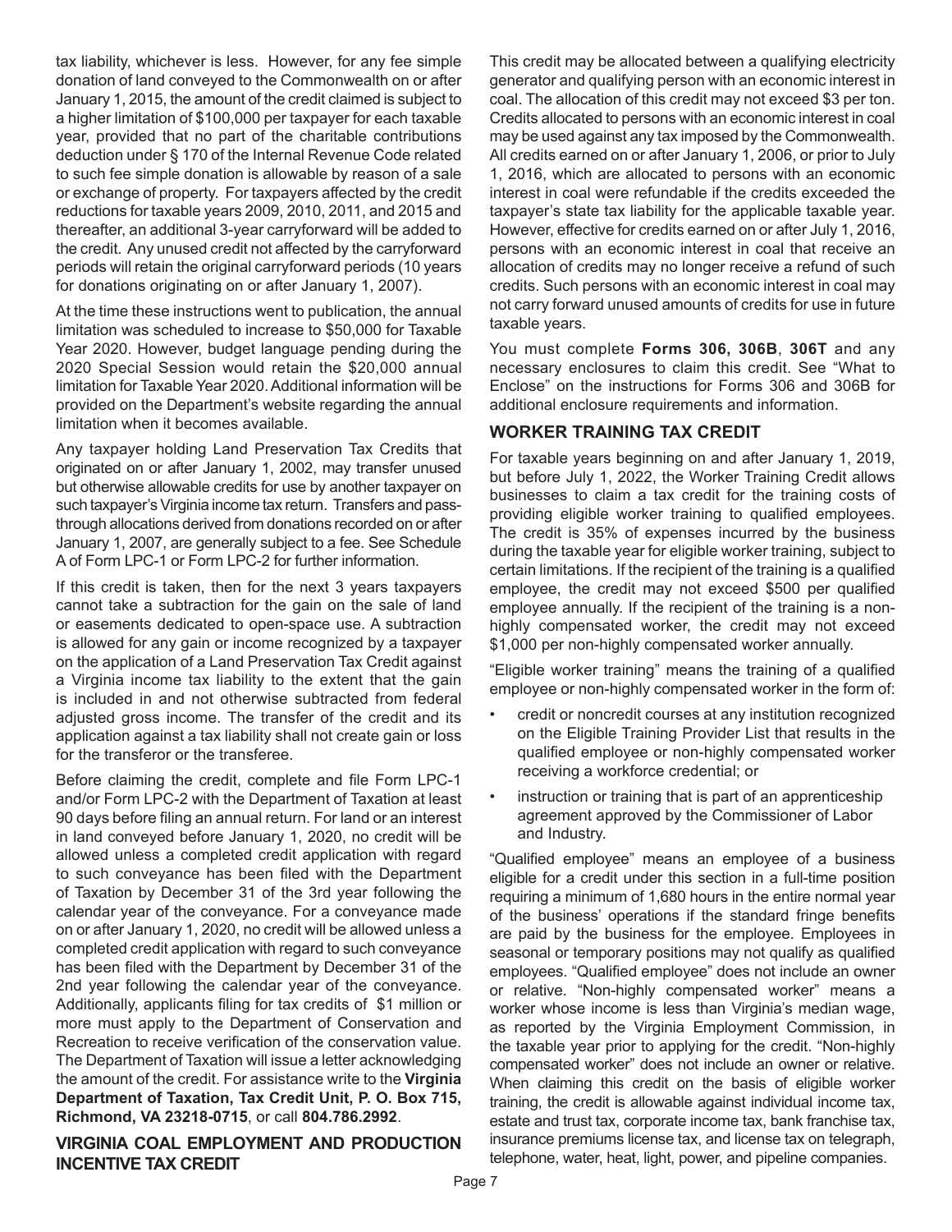tax liability, whichever is less. However, for any fee simple donation of land conveyed to the Commonwealth on or after January 1, 2015, the amount of the credit claimed is subject to a higher limitation of $100,000 per taxpayer for each taxable year, provided that no part of the charitable contributions deduction under § 170 of the Internal Revenue Code related to such fee simple donation is allowable by reason of a sale or exchange of property. For taxpayers affected by the credit reductions for taxable years 2009, 2010, 2011, and 2015 and thereafter, an additional 3-year carryforward will be added to the credit. Any unused credit not affected by the carryforward periods will retain the original carryforward periods (10 years for donations originating on or after January 1, 2007).

At the time these instructions went to publication, the annual limitation was scheduled to increase to $50,000 for Taxable Year 2020. However, budget language pending during the 2020 Special Session would retain the $20,000 annual limitation for Taxable Year 2020. Additional information will be provided on the Department's website regarding the annual limitation when it becomes available.

Any taxpayer holding Land Preservation Tax Credits that originated on or after January 1, 2002, may transfer unused but otherwise allowable credits for use by another taxpayer on such taxpayer's Virginia income tax return. Transfers and pass-through allocations derived from donations recorded on or after January 1, 2007, are generally subject to a fee. See Schedule A of Form LPC-1 or Form LPC-2 for further information.

If this credit is taken, then for the next 3 years taxpayers cannot take a subtraction for the gain on the sale of land or easements dedicated to open-space use. A subtraction is allowed for any gain or income recognized by a taxpayer on the application of a Land Preservation Tax Credit against a Virginia income tax liability to the extent that the gain is included in and not otherwise subtracted from federal adjusted gross income. The transfer of the credit and its application against a tax liability shall not create gain or loss for the transferor or the transferee.

Before claiming the credit, complete and file Form LPC-1 and/or Form LPC-2 with the Department of Taxation at least 90 days before filing an annual return. For land or an interest in land conveyed before January 1, 2020, no credit will be allowed unless a completed credit application with regard to such conveyance has been filed with the Department of Taxation by December 31 of the 3rd year following the calendar year of the conveyance. For a conveyance made on or after January 1, 2020, no credit will be allowed unless a completed credit application with regard to such conveyance has been filed with the Department by December 31 of the 2nd year following the calendar year of the conveyance. Additionally, applicants filing for tax credits of $1 million or more must apply to the Department of Conservation and Recreation to receive verification of the conservation value. The Department of Taxation will issue a letter acknowledging the amount of the credit. For assistance write to the **Virginia Department of Taxation, Tax Credit Unit, P. O. Box 715, Richmond, VA 23218-0715**, or call **804.786.2992**.

## VIRGINIA COAL EMPLOYMENT AND PRODUCTION INCENTIVE TAX CREDIT

This credit may be allocated between a qualifying electricity generator and qualifying person with an economic interest in coal. The allocation of this credit may not exceed $3 per ton. Credits allocated to persons with an economic interest in coal may be used against any tax imposed by the Commonwealth. All credits earned on or after January 1, 2006, or prior to July 1, 2016, which are allocated to persons with an economic interest in coal were refundable if the credits exceeded the taxpayer's state tax liability for the applicable taxable year. However, effective for credits earned on or after July 1, 2016, persons with an economic interest in coal that receive an allocation of credits may no longer receive a refund of such credits. Such persons with an economic interest in coal may not carry forward unused amounts of credits for use in future taxable years.

You must complete **Forms 306, 306B**, **306T** and any necessary enclosures to claim this credit. See "What to Enclose" on the instructions for Forms 306 and 306B for additional enclosure requirements and information.

## WORKER TRAINING TAX CREDIT

For taxable years beginning on and after January 1, 2019, but before July 1, 2022, the Worker Training Credit allows businesses to claim a tax credit for the training costs of providing eligible worker training to qualified employees. The credit is 35% of expenses incurred by the business during the taxable year for eligible worker training, subject to certain limitations. If the recipient of the training is a qualified employee, the credit may not exceed $500 per qualified employee annually. If the recipient of the training is a non-highly compensated worker, the credit may not exceed $1,000 per non-highly compensated worker annually.

"Eligible worker training" means the training of a qualified employee or non-highly compensated worker in the form of:

- credit or noncredit courses at any institution recognized on the Eligible Training Provider List that results in the qualified employee or non-highly compensated worker receiving a workforce credential; or
- instruction or training that is part of an apprenticeship agreement approved by the Commissioner of Labor and Industry.

"Qualified employee" means an employee of a business eligible for a credit under this section in a full-time position requiring a minimum of 1,680 hours in the entire normal year of the business' operations if the standard fringe benefits are paid by the business for the employee. Employees in seasonal or temporary positions may not qualify as qualified employees. "Qualified employee" does not include an owner or relative. "Non-highly compensated worker" means a worker whose income is less than Virginia's median wage, as reported by the Virginia Employment Commission, in the taxable year prior to applying for the credit. "Non-highly compensated worker" does not include an owner or relative. When claiming this credit on the basis of eligible worker training, the credit is allowable against individual income tax, estate and trust tax, corporate income tax, bank franchise tax, insurance premiums license tax, and license tax on telegraph, telephone, water, heat, light, power, and pipeline companies.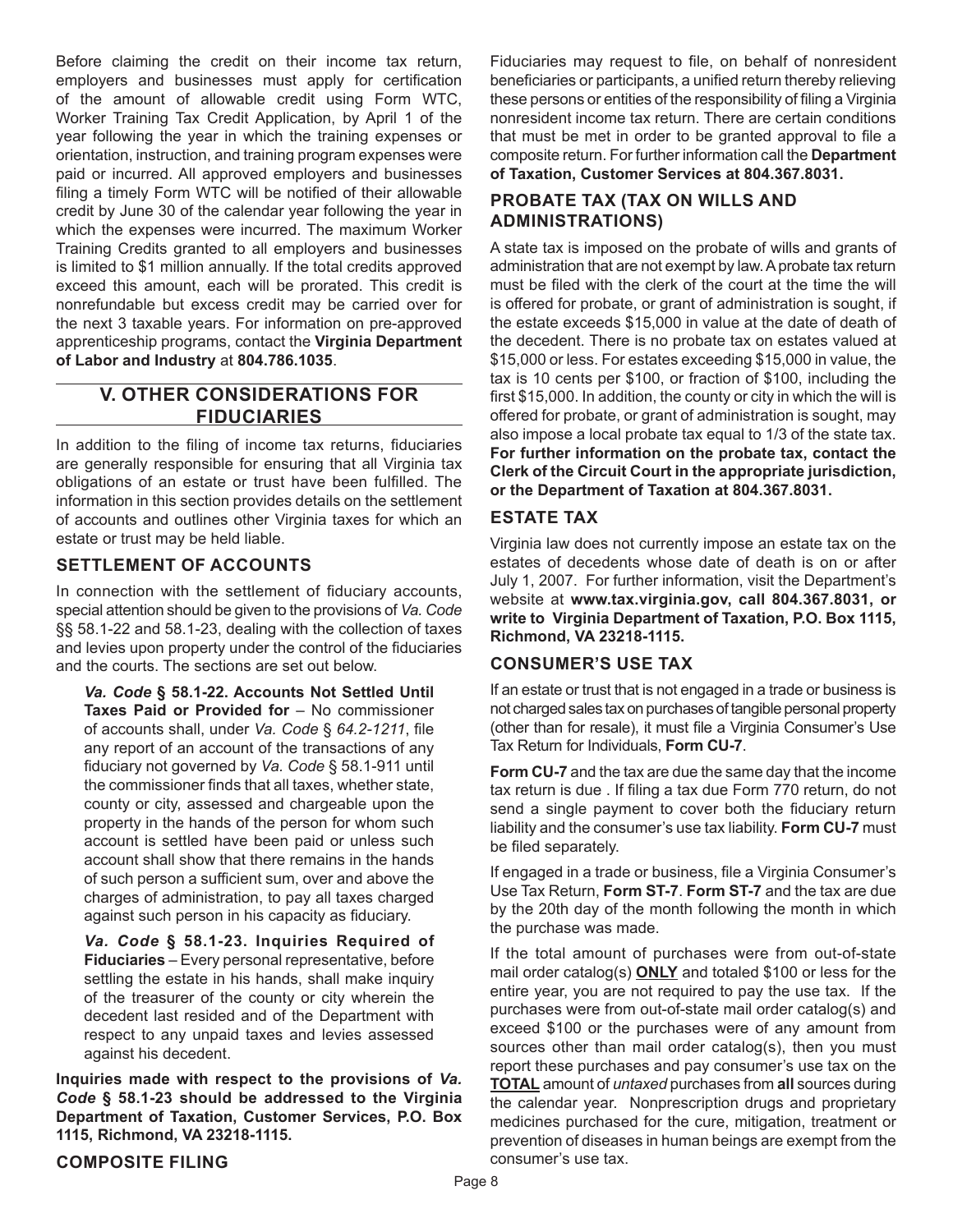Before claiming the credit on their income tax return, employers and businesses must apply for certification of the amount of allowable credit using Form WTC, Worker Training Tax Credit Application, by April 1 of the year following the year in which the training expenses or orientation, instruction, and training program expenses were paid or incurred. All approved employers and businesses filing a timely Form WTC will be notified of their allowable credit by June 30 of the calendar year following the year in which the expenses were incurred. The maximum Worker Training Credits granted to all employers and businesses is limited to $1 million annually. If the total credits approved exceed this amount, each will be prorated. This credit is nonrefundable but excess credit may be carried over for the next 3 taxable years. For information on pre-approved apprenticeship programs, contact the **Virginia Department of Labor and Industry** at **804.786.1035**.

## V. OTHER CONSIDERATIONS FOR FIDUCIARIES

In addition to the filing of income tax returns, fiduciaries are generally responsible for ensuring that all Virginia tax obligations of an estate or trust have been fulfilled. The information in this section provides details on the settlement of accounts and outlines other Virginia taxes for which an estate or trust may be held liable.

### SETTLEMENT OF ACCOUNTS

In connection with the settlement of fiduciary accounts, special attention should be given to the provisions of *Va. Code* §§ 58.1-22 and 58.1-23, dealing with the collection of taxes and levies upon property under the control of the fiduciaries and the courts. The sections are set out below.

> ***Va. Code* § 58.1-22. Accounts Not Settled Until Taxes Paid or Provided for** – No commissioner of accounts shall, under *Va. Code* § *64.2-1211*, file any report of an account of the transactions of any fiduciary not governed by *Va. Code* § 58.1-911 until the commissioner finds that all taxes, whether state, county or city, assessed and chargeable upon the property in the hands of the person for whom such account is settled have been paid or unless such account shall show that there remains in the hands of such person a sufficient sum, over and above the charges of administration, to pay all taxes charged against such person in his capacity as fiduciary.
>
> ***Va. Code* § 58.1-23. Inquiries Required of Fiduciaries** – Every personal representative, before settling the estate in his hands, shall make inquiry of the treasurer of the county or city wherein the decedent last resided and of the Department with respect to any unpaid taxes and levies assessed against his decedent.

**Inquiries made with respect to the provisions of *Va. Code* § 58.1-23 should be addressed to the Virginia Department of Taxation, Customer Services, P.O. Box 1115, Richmond, VA 23218-1115.**

### COMPOSITE FILING

Fiduciaries may request to file, on behalf of nonresident beneficiaries or participants, a unified return thereby relieving these persons or entities of the responsibility of filing a Virginia nonresident income tax return. There are certain conditions that must be met in order to be granted approval to file a composite return. For further information call the **Department of Taxation, Customer Services at 804.367.8031.**

### PROBATE TAX (TAX ON WILLS AND ADMINISTRATIONS)

A state tax is imposed on the probate of wills and grants of administration that are not exempt by law. A probate tax return must be filed with the clerk of the court at the time the will is offered for probate, or grant of administration is sought, if the estate exceeds $15,000 in value at the date of death of the decedent. There is no probate tax on estates valued at $15,000 or less. For estates exceeding $15,000 in value, the tax is 10 cents per $100, or fraction of $100, including the first $15,000. In addition, the county or city in which the will is offered for probate, or grant of administration is sought, may also impose a local probate tax equal to 1/3 of the state tax. **For further information on the probate tax, contact the Clerk of the Circuit Court in the appropriate jurisdiction, or the Department of Taxation at 804.367.8031.**

### ESTATE TAX

Virginia law does not currently impose an estate tax on the estates of decedents whose date of death is on or after July 1, 2007. For further information, visit the Department's website at **www.tax.virginia.gov, call 804.367.8031, or write to Virginia Department of Taxation, P.O. Box 1115, Richmond, VA 23218-1115.**

### CONSUMER'S USE TAX

If an estate or trust that is not engaged in a trade or business is not charged sales tax on purchases of tangible personal property (other than for resale), it must file a Virginia Consumer's Use Tax Return for Individuals, **Form CU-7**.

**Form CU-7** and the tax are due the same day that the income tax return is due . If filing a tax due Form 770 return, do not send a single payment to cover both the fiduciary return liability and the consumer's use tax liability. **Form CU-7** must be filed separately.

If engaged in a trade or business, file a Virginia Consumer's Use Tax Return, **Form ST-7**. **Form ST-7** and the tax are due by the 20th day of the month following the month in which the purchase was made.

If the total amount of purchases were from out-of-state mail order catalog(s) **ONLY** and totaled $100 or less for the entire year, you are not required to pay the use tax. If the purchases were from out-of-state mail order catalog(s) and exceed $100 or the purchases were of any amount from sources other than mail order catalog(s), then you must report these purchases and pay consumer's use tax on the **TOTAL** amount of *untaxed* purchases from **all** sources during the calendar year. Nonprescription drugs and proprietary medicines purchased for the cure, mitigation, treatment or prevention of diseases in human beings are exempt from the consumer's use tax.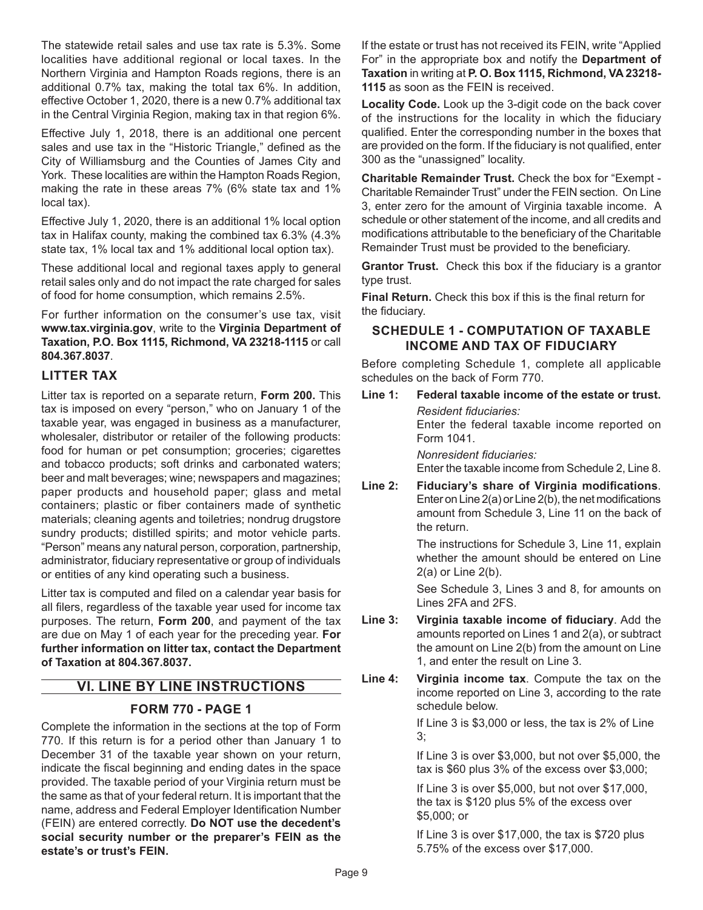The statewide retail sales and use tax rate is 5.3%. Some localities have additional regional or local taxes. In the Northern Virginia and Hampton Roads regions, there is an additional 0.7% tax, making the total tax 6%. In addition, effective October 1, 2020, there is a new 0.7% additional tax in the Central Virginia Region, making tax in that region 6%.

Effective July 1, 2018, there is an additional one percent sales and use tax in the "Historic Triangle," defined as the City of Williamsburg and the Counties of James City and York. These localities are within the Hampton Roads Region, making the rate in these areas 7% (6% state tax and 1% local tax).

Effective July 1, 2020, there is an additional 1% local option tax in Halifax county, making the combined tax 6.3% (4.3% state tax, 1% local tax and 1% additional local option tax).

These additional local and regional taxes apply to general retail sales only and do not impact the rate charged for sales of food for home consumption, which remains 2.5%.

For further information on the consumer's use tax, visit **www.tax.virginia.gov**, write to the **Virginia Department of Taxation, P.O. Box 1115, Richmond, VA 23218-1115** or call **804.367.8037**.

### LITTER TAX

Litter tax is reported on a separate return, **Form 200.** This tax is imposed on every "person," who on January 1 of the taxable year, was engaged in business as a manufacturer, wholesaler, distributor or retailer of the following products: food for human or pet consumption; groceries; cigarettes and tobacco products; soft drinks and carbonated waters; beer and malt beverages; wine; newspapers and magazines; paper products and household paper; glass and metal containers; plastic or fiber containers made of synthetic materials; cleaning agents and toiletries; nondrug drugstore sundry products; distilled spirits; and motor vehicle parts. "Person" means any natural person, corporation, partnership, administrator, fiduciary representative or group of individuals or entities of any kind operating such a business.

Litter tax is computed and filed on a calendar year basis for all filers, regardless of the taxable year used for income tax purposes. The return, **Form 200**, and payment of the tax are due on May 1 of each year for the preceding year. **For further information on litter tax, contact the Department of Taxation at 804.367.8037.**

## VI. LINE BY LINE INSTRUCTIONS

### FORM 770 - PAGE 1

Complete the information in the sections at the top of Form 770. If this return is for a period other than January 1 to December 31 of the taxable year shown on your return, indicate the fiscal beginning and ending dates in the space provided. The taxable period of your Virginia return must be the same as that of your federal return. It is important that the name, address and Federal Employer Identification Number (FEIN) are entered correctly. **Do NOT use the decedent's social security number or the preparer's FEIN as the estate's or trust's FEIN.**

If the estate or trust has not received its FEIN, write "Applied For" in the appropriate box and notify the **Department of Taxation** in writing at **P. O. Box 1115, Richmond, VA 23218-1115** as soon as the FEIN is received.

**Locality Code.** Look up the 3-digit code on the back cover of the instructions for the locality in which the fiduciary qualified. Enter the corresponding number in the boxes that are provided on the form. If the fiduciary is not qualified, enter 300 as the "unassigned" locality.

**Charitable Remainder Trust.** Check the box for "Exempt - Charitable Remainder Trust" under the FEIN section. On Line 3, enter zero for the amount of Virginia taxable income. A schedule or other statement of the income, and all credits and modifications attributable to the beneficiary of the Charitable Remainder Trust must be provided to the beneficiary.

**Grantor Trust.** Check this box if the fiduciary is a grantor type trust.

**Final Return.** Check this box if this is the final return for the fiduciary.

### SCHEDULE 1 - COMPUTATION OF TAXABLE INCOME AND TAX OF FIDUCIARY

Before completing Schedule 1, complete all applicable schedules on the back of Form 770.

**Line 1: Federal taxable income of the estate or trust.**

*Resident fiduciaries:*
Enter the federal taxable income reported on Form 1041.

*Nonresident fiduciaries:*
Enter the taxable income from Schedule 2, Line 8.

**Line 2: Fiduciary's share of Virginia modifications**. Enter on Line 2(a) or Line 2(b), the net modifications amount from Schedule 3, Line 11 on the back of the return.

The instructions for Schedule 3, Line 11, explain whether the amount should be entered on Line 2(a) or Line 2(b).

See Schedule 3, Lines 3 and 8, for amounts on Lines 2FA and 2FS.

**Line 3: Virginia taxable income of fiduciary**. Add the amounts reported on Lines 1 and 2(a), or subtract the amount on Line 2(b) from the amount on Line 1, and enter the result on Line 3.

**Line 4: Virginia income tax**. Compute the tax on the income reported on Line 3, according to the rate schedule below.

If Line 3 is $3,000 or less, the tax is 2% of Line 3;

If Line 3 is over $3,000, but not over $5,000, the tax is $60 plus 3% of the excess over $3,000;

If Line 3 is over $5,000, but not over $17,000, the tax is $120 plus 5% of the excess over $5,000; or

If Line 3 is over $17,000, the tax is $720 plus 5.75% of the excess over $17,000.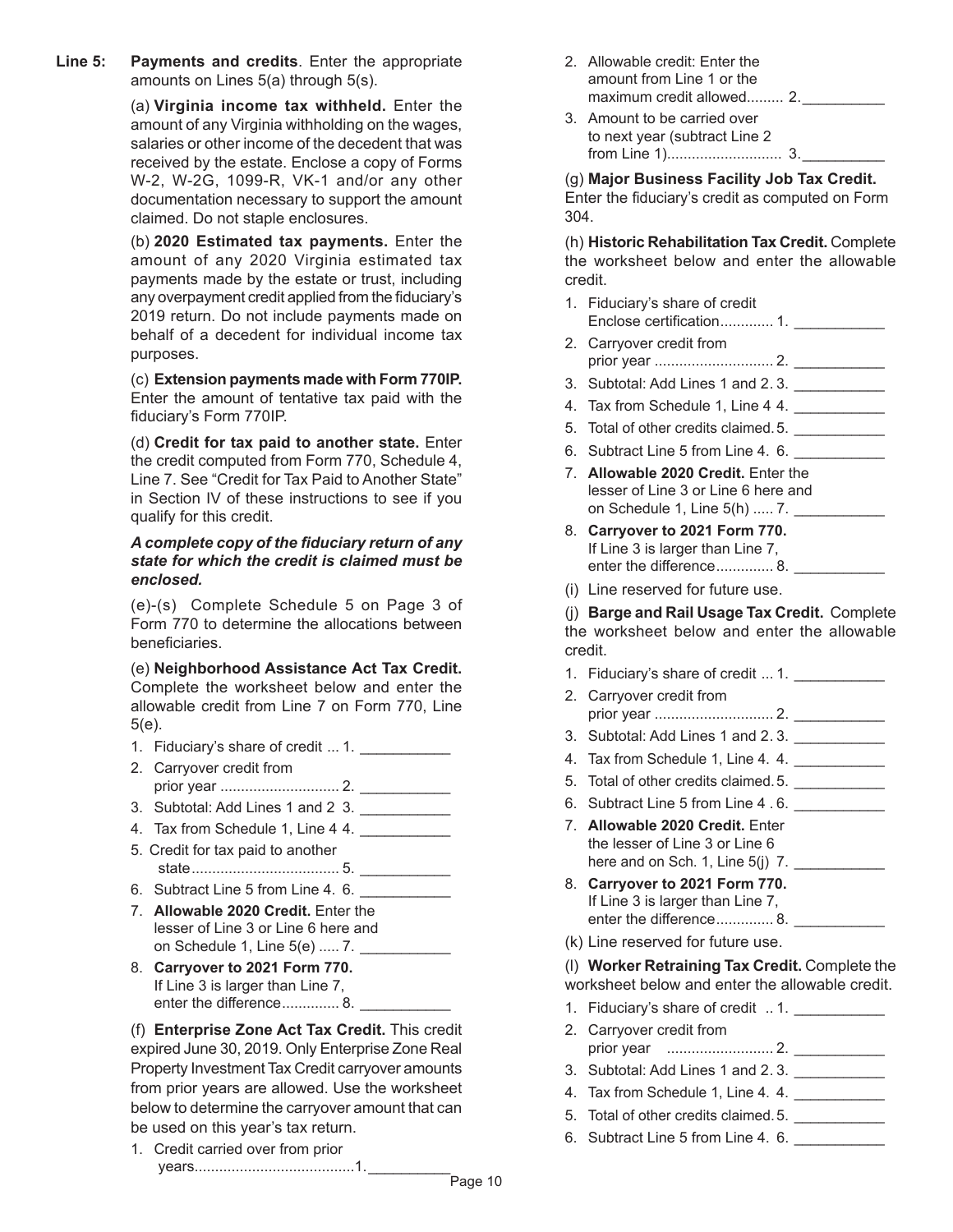**Line 5: Payments and credits**. Enter the appropriate amounts on Lines 5(a) through 5(s).

(a) **Virginia income tax withheld.** Enter the amount of any Virginia withholding on the wages, salaries or other income of the decedent that was received by the estate. Enclose a copy of Forms W-2, W-2G, 1099-R, VK-1 and/or any other documentation necessary to support the amount claimed. Do not staple enclosures.

(b) **2020 Estimated tax payments.** Enter the amount of any 2020 Virginia estimated tax payments made by the estate or trust, including any overpayment credit applied from the fiduciary's 2019 return. Do not include payments made on behalf of a decedent for individual income tax purposes.

(c) **Extension payments made with Form 770IP.** Enter the amount of tentative tax paid with the fiduciary's Form 770IP.

(d) **Credit for tax paid to another state.** Enter the credit computed from Form 770, Schedule 4, Line 7. See "Credit for Tax Paid to Another State" in Section IV of these instructions to see if you qualify for this credit.

***A complete copy of the fiduciary return of any state for which the credit is claimed must be enclosed.***

(e)-(s) Complete Schedule 5 on Page 3 of Form 770 to determine the allocations between beneficiaries.

(e) **Neighborhood Assistance Act Tax Credit.** Complete the worksheet below and enter the allowable credit from Line 7 on Form 770, Line 5(e).

1. Fiduciary's share of credit ... 1. ___________
2. Carryover credit from prior year ............................ 2. ___________
3. Subtotal: Add Lines 1 and 2 3. ___________
4. Tax from Schedule 1, Line 4 4. ___________
5. Credit for tax paid to another state................................... 5. ___________
6. Subtract Line 5 from Line 4. 6. ___________
7. **Allowable 2020 Credit.** Enter the lesser of Line 3 or Line 6 here and on Schedule 1, Line 5(e) ..... 7. ___________
8. **Carryover to 2021 Form 770.** If Line 3 is larger than Line 7, enter the difference.............. 8. ___________

(f) **Enterprise Zone Act Tax Credit.** This credit expired June 30, 2019. Only Enterprise Zone Real Property Investment Tax Credit carryover amounts from prior years are allowed. Use the worksheet below to determine the carryover amount that can be used on this year's tax return.

1. Credit carried over from prior years.......................................1.__________
2. Allowable credit: Enter the amount from Line 1 or the maximum credit allowed......... 2.__________
3. Amount to be carried over to next year (subtract Line 2 from Line 1)........................... 3.__________

(g) **Major Business Facility Job Tax Credit.** Enter the fiduciary's credit as computed on Form 304.

(h) **Historic Rehabilitation Tax Credit.** Complete the worksheet below and enter the allowable credit.

1. Fiduciary's share of credit Enclose certification............. 1. ___________
2. Carryover credit from prior year ............................ 2. ___________
3. Subtotal: Add Lines 1 and 2. 3. ___________
4. Tax from Schedule 1, Line 4 4. ___________
5. Total of other credits claimed. 5. ___________
6. Subtract Line 5 from Line 4. 6. ___________
7. **Allowable 2020 Credit.** Enter the lesser of Line 3 or Line 6 here and on Schedule 1, Line 5(h) ..... 7. ___________
8. **Carryover to 2021 Form 770.** If Line 3 is larger than Line 7, enter the difference.............. 8. ___________

(i) Line reserved for future use.

(j) **Barge and Rail Usage Tax Credit.** Complete the worksheet below and enter the allowable credit.

1. Fiduciary's share of credit ... 1. ___________
2. Carryover credit from prior year ............................ 2. ___________
3. Subtotal: Add Lines 1 and 2. 3. ___________
4. Tax from Schedule 1, Line 4. 4. ___________
5. Total of other credits claimed. 5. ___________
6. Subtract Line 5 from Line 4 . 6. ___________
7. **Allowable 2020 Credit.** Enter the lesser of Line 3 or Line 6 here and on Sch. 1, Line 5(j) 7. ___________
8. **Carryover to 2021 Form 770.** If Line 3 is larger than Line 7, enter the difference.............. 8. ___________

(k) Line reserved for future use.

(l) **Worker Retraining Tax Credit.** Complete the worksheet below and enter the allowable credit.

1. Fiduciary's share of credit .. 1. ___________
2. Carryover credit from prior year .......................... 2. ___________
3. Subtotal: Add Lines 1 and 2. 3. ___________
4. Tax from Schedule 1, Line 4. 4. ___________
5. Total of other credits claimed. 5. ___________
6. Subtract Line 5 from Line 4. 6. ___________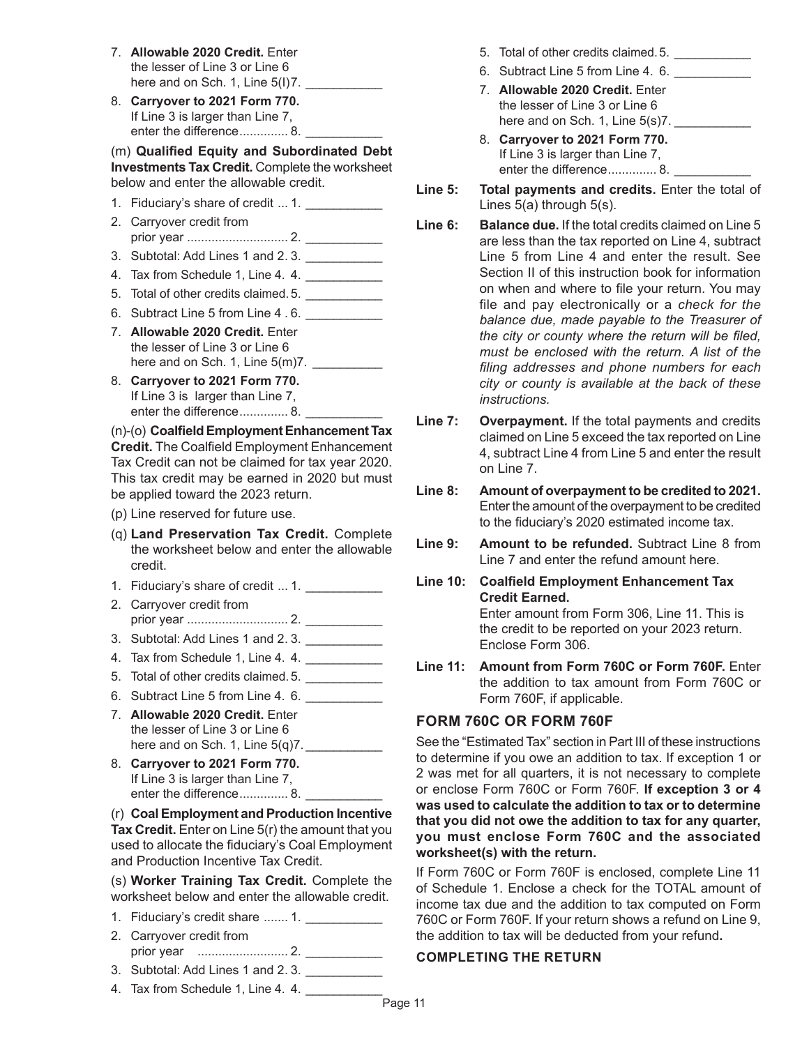7. **Allowable 2020 Credit.** Enter the lesser of Line 3 or Line 6 here and on Sch. 1, Line 5(l) 7. ___________
8. **Carryover to 2021 Form 770.** If Line 3 is larger than Line 7, enter the difference.............. 8. ___________

(m) **Qualified Equity and Subordinated Debt Investments Tax Credit.** Complete the worksheet below and enter the allowable credit.

1. Fiduciary's share of credit ... 1. ___________
2. Carryover credit from prior year ............................ 2. ___________
3. Subtotal: Add Lines 1 and 2. 3. ___________
4. Tax from Schedule 1, Line 4. 4. ___________
5. Total of other credits claimed. 5. ___________
6. Subtract Line 5 from Line 4 . 6. ___________
7. **Allowable 2020 Credit.** Enter the lesser of Line 3 or Line 6 here and on Sch. 1, Line 5(m) 7. ___________
8. **Carryover to 2021 Form 770.** If Line 3 is larger than Line 7, enter the difference.............. 8. ___________

(n)-(o) **Coalfield Employment Enhancement Tax Credit.** The Coalfield Employment Enhancement Tax Credit can not be claimed for tax year 2020. This tax credit may be earned in 2020 but must be applied toward the 2023 return.

(p) Line reserved for future use.

(q) **Land Preservation Tax Credit.** Complete the worksheet below and enter the allowable credit.

1. Fiduciary's share of credit ... 1. ___________
2. Carryover credit from prior year ............................ 2. ___________
3. Subtotal: Add Lines 1 and 2. 3. ___________
4. Tax from Schedule 1, Line 4. 4. ___________
5. Total of other credits claimed. 5. ___________
6. Subtract Line 5 from Line 4. 6. ___________
7. **Allowable 2020 Credit.** Enter the lesser of Line 3 or Line 6 here and on Sch. 1, Line 5(q) 7. ___________
8. **Carryover to 2021 Form 770.** If Line 3 is larger than Line 7, enter the difference.............. 8. ___________

(r) **Coal Employment and Production Incentive Tax Credit.** Enter on Line 5(r) the amount that you used to allocate the fiduciary's Coal Employment and Production Incentive Tax Credit.

(s) **Worker Training Tax Credit.** Complete the worksheet below and enter the allowable credit.

1. Fiduciary's credit share ....... 1. ___________
2. Carryover credit from prior year ......................... 2. ___________
3. Subtotal: Add Lines 1 and 2. 3. ___________
4. Tax from Schedule 1, Line 4. 4. ___________
5. Total of other credits claimed. 5. ___________
6. Subtract Line 5 from Line 4. 6. ___________
7. **Allowable 2020 Credit.** Enter the lesser of Line 3 or Line 6 here and on Sch. 1, Line 5(s) 7. ___________
8. **Carryover to 2021 Form 770.** If Line 3 is larger than Line 7, enter the difference.............. 8. ___________

**Line 5: Total payments and credits.** Enter the total of Lines 5(a) through 5(s).

**Line 6: Balance due.** If the total credits claimed on Line 5 are less than the tax reported on Line 4, subtract Line 5 from Line 4 and enter the result. See Section II of this instruction book for information on when and where to file your return. You may file and pay electronically or a *check for the balance due, made payable to the Treasurer of the city or county where the return will be filed, must be enclosed with the return. A list of the filing addresses and phone numbers for each city or county is available at the back of these instructions.*

**Line 7: Overpayment.** If the total payments and credits claimed on Line 5 exceed the tax reported on Line 4, subtract Line 4 from Line 5 and enter the result on Line 7.

**Line 8: Amount of overpayment to be credited to 2021.** Enter the amount of the overpayment to be credited to the fiduciary's 2020 estimated income tax.

**Line 9: Amount to be refunded.** Subtract Line 8 from Line 7 and enter the refund amount here.

**Line 10: Coalfield Employment Enhancement Tax Credit Earned.**
Enter amount from Form 306, Line 11. This is the credit to be reported on your 2023 return. Enclose Form 306.

**Line 11: Amount from Form 760C or Form 760F.** Enter the addition to tax amount from Form 760C or Form 760F, if applicable.

## FORM 760C OR FORM 760F

See the "Estimated Tax" section in Part III of these instructions to determine if you owe an addition to tax. If exception 1 or 2 was met for all quarters, it is not necessary to complete or enclose Form 760C or Form 760F. **If exception 3 or 4 was used to calculate the addition to tax or to determine that you did not owe the addition to tax for any quarter, you must enclose Form 760C and the associated worksheet(s) with the return.**

If Form 760C or Form 760F is enclosed, complete Line 11 of Schedule 1. Enclose a check for the TOTAL amount of income tax due and the addition to tax computed on Form 760C or Form 760F. If your return shows a refund on Line 9, the addition to tax will be deducted from your refund**.**

### COMPLETING THE RETURN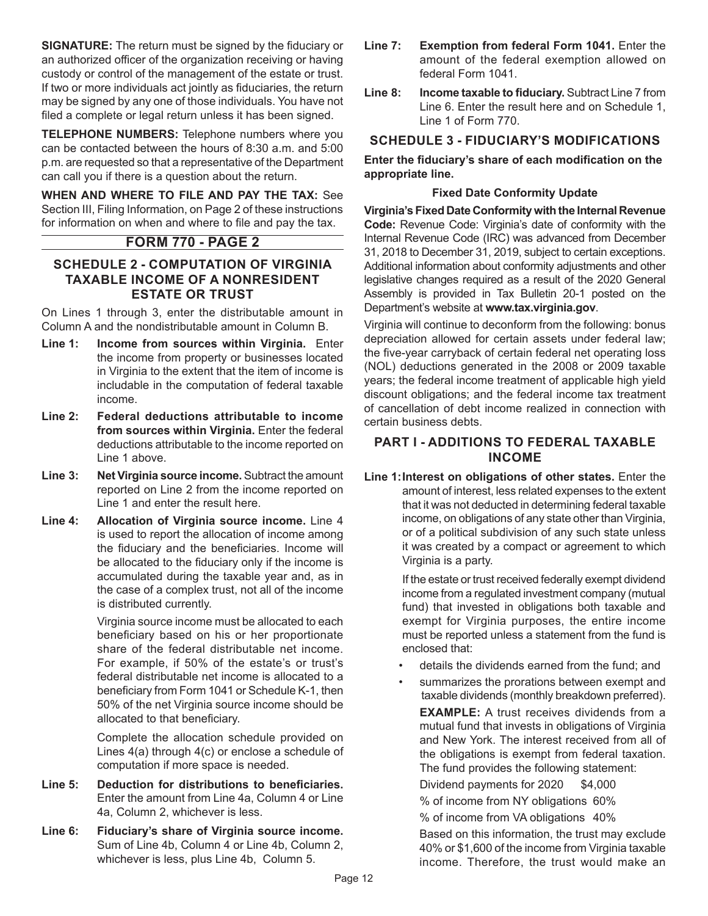**SIGNATURE:** The return must be signed by the fiduciary or an authorized officer of the organization receiving or having custody or control of the management of the estate or trust. If two or more individuals act jointly as fiduciaries, the return may be signed by any one of those individuals. You have not filed a complete or legal return unless it has been signed.

**TELEPHONE NUMBERS:** Telephone numbers where you can be contacted between the hours of 8:30 a.m. and 5:00 p.m. are requested so that a representative of the Department can call you if there is a question about the return.

**WHEN AND WHERE TO FILE AND PAY THE TAX:** See Section III, Filing Information, on Page 2 of these instructions for information on when and where to file and pay the tax.

## FORM 770 - PAGE 2

### SCHEDULE 2 - COMPUTATION OF VIRGINIA TAXABLE INCOME OF A NONRESIDENT ESTATE OR TRUST

On Lines 1 through 3, enter the distributable amount in Column A and the nondistributable amount in Column B.

**Line 1: Income from sources within Virginia.** Enter the income from property or businesses located in Virginia to the extent that the item of income is includable in the computation of federal taxable income.

**Line 2: Federal deductions attributable to income from sources within Virginia.** Enter the federal deductions attributable to the income reported on Line 1 above.

**Line 3: Net Virginia source income.** Subtract the amount reported on Line 2 from the income reported on Line 1 and enter the result here.

**Line 4: Allocation of Virginia source income.** Line 4 is used to report the allocation of income among the fiduciary and the beneficiaries. Income will be allocated to the fiduciary only if the income is accumulated during the taxable year and, as in the case of a complex trust, not all of the income is distributed currently.

Virginia source income must be allocated to each beneficiary based on his or her proportionate share of the federal distributable net income. For example, if 50% of the estate's or trust's federal distributable net income is allocated to a beneficiary from Form 1041 or Schedule K-1, then 50% of the net Virginia source income should be allocated to that beneficiary.

Complete the allocation schedule provided on Lines 4(a) through 4(c) or enclose a schedule of computation if more space is needed.

**Line 5: Deduction for distributions to beneficiaries.** Enter the amount from Line 4a, Column 4 or Line 4a, Column 2, whichever is less.

**Line 6: Fiduciary's share of Virginia source income.** Sum of Line 4b, Column 4 or Line 4b, Column 2, whichever is less, plus Line 4b, Column 5.

**Line 7: Exemption from federal Form 1041.** Enter the amount of the federal exemption allowed on federal Form 1041.

**Line 8: Income taxable to fiduciary.** Subtract Line 7 from Line 6. Enter the result here and on Schedule 1, Line 1 of Form 770.

### SCHEDULE 3 - FIDUCIARY'S MODIFICATIONS

**Enter the fiduciary's share of each modification on the appropriate line.**

**Fixed Date Conformity Update**

**Virginia's Fixed Date Conformity with the Internal Revenue Code:** Revenue Code: Virginia's date of conformity with the Internal Revenue Code (IRC) was advanced from December 31, 2018 to December 31, 2019, subject to certain exceptions. Additional information about conformity adjustments and other legislative changes required as a result of the 2020 General Assembly is provided in Tax Bulletin 20-1 posted on the Department's website at **www.tax.virginia.gov**.

Virginia will continue to deconform from the following: bonus depreciation allowed for certain assets under federal law; the five-year carryback of certain federal net operating loss (NOL) deductions generated in the 2008 or 2009 taxable years; the federal income treatment of applicable high yield discount obligations; and the federal income tax treatment of cancellation of debt income realized in connection with certain business debts.

### PART I - ADDITIONS TO FEDERAL TAXABLE INCOME

**Line 1: Interest on obligations of other states.** Enter the amount of interest, less related expenses to the extent that it was not deducted in determining federal taxable income, on obligations of any state other than Virginia, or of a political subdivision of any such state unless it was created by a compact or agreement to which Virginia is a party.

If the estate or trust received federally exempt dividend income from a regulated investment company (mutual fund) that invested in obligations both taxable and exempt for Virginia purposes, the entire income must be reported unless a statement from the fund is enclosed that:

- details the dividends earned from the fund; and
- summarizes the prorations between exempt and taxable dividends (monthly breakdown preferred).

**EXAMPLE:** A trust receives dividends from a mutual fund that invests in obligations of Virginia and New York. The interest received from all of the obligations is exempt from federal taxation. The fund provides the following statement:

Dividend payments for 2020 $4,000

% of income from NY obligations 60%

% of income from VA obligations 40%

Based on this information, the trust may exclude 40% or $1,600 of the income from Virginia taxable income. Therefore, the trust would make an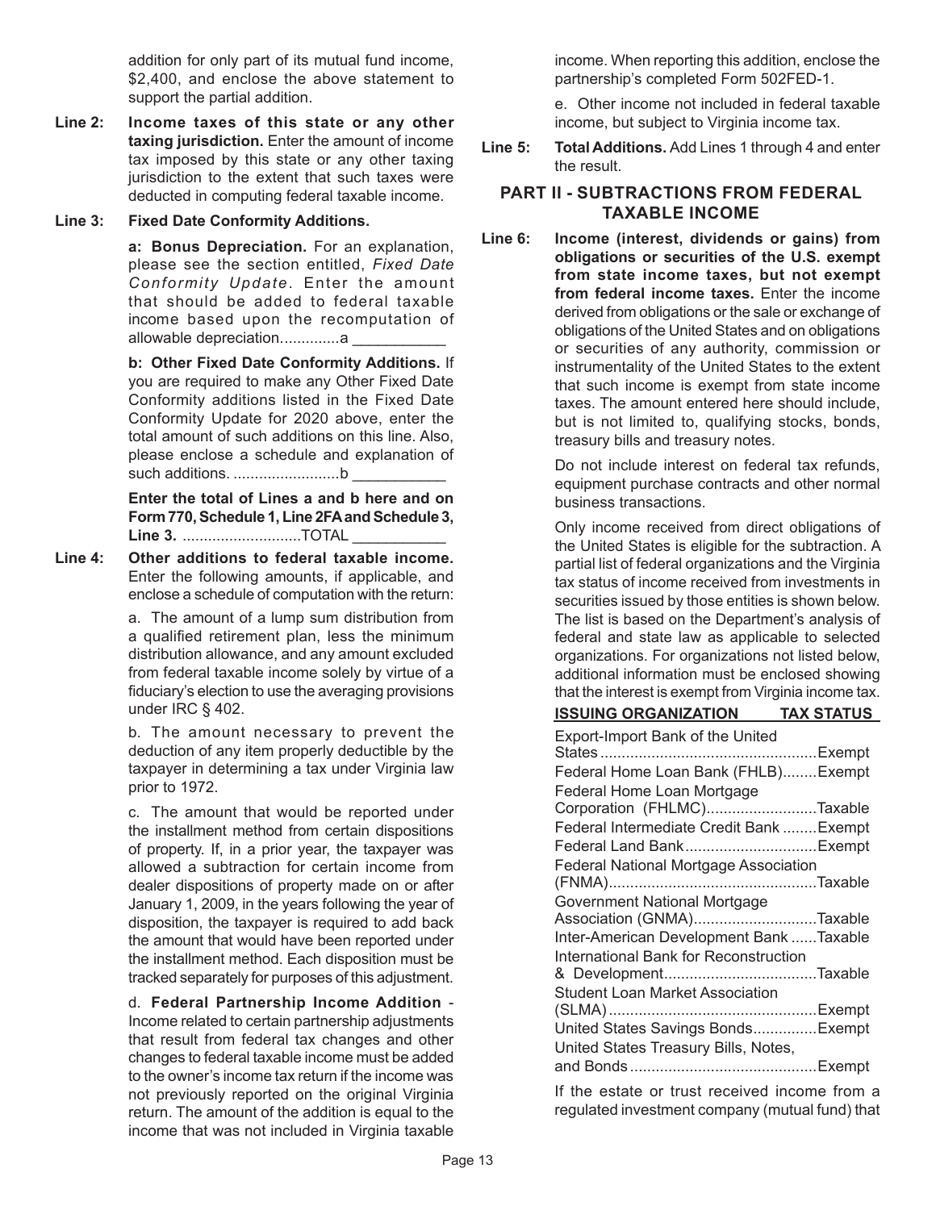addition for only part of its mutual fund income, $2,400, and enclose the above statement to support the partial addition.

**Line 2: Income taxes of this state or any other taxing jurisdiction.** Enter the amount of income tax imposed by this state or any other taxing jurisdiction to the extent that such taxes were deducted in computing federal taxable income.

**Line 3: Fixed Date Conformity Additions.**

**a: Bonus Depreciation.** For an explanation, please see the section entitled, *Fixed Date Conformity Update*. Enter the amount that should be added to federal taxable income based upon the recomputation of allowable depreciation..............a ___________

**b: Other Fixed Date Conformity Additions.** If you are required to make any Other Fixed Date Conformity additions listed in the Fixed Date Conformity Update for 2020 above, enter the total amount of such additions on this line. Also, please enclose a schedule and explanation of such additions. .........................b ___________

**Enter the total of Lines a and b here and on Form 770, Schedule 1, Line 2FA and Schedule 3, Line 3.** ............................TOTAL ___________

**Line 4: Other additions to federal taxable income.** Enter the following amounts, if applicable, and enclose a schedule of computation with the return:

a. The amount of a lump sum distribution from a qualified retirement plan, less the minimum distribution allowance, and any amount excluded from federal taxable income solely by virtue of a fiduciary's election to use the averaging provisions under IRC § 402.

b. The amount necessary to prevent the deduction of any item properly deductible by the taxpayer in determining a tax under Virginia law prior to 1972.

c. The amount that would be reported under the installment method from certain dispositions of property. If, in a prior year, the taxpayer was allowed a subtraction for certain income from dealer dispositions of property made on or after January 1, 2009, in the years following the year of disposition, the taxpayer is required to add back the amount that would have been reported under the installment method. Each disposition must be tracked separately for purposes of this adjustment.

d. **Federal Partnership Income Addition** - Income related to certain partnership adjustments that result from federal tax changes and other changes to federal taxable income must be added to the owner's income tax return if the income was not previously reported on the original Virginia return. The amount of the addition is equal to the income that was not included in Virginia taxable income. When reporting this addition, enclose the partnership's completed Form 502FED-1.

e. Other income not included in federal taxable income, but subject to Virginia income tax.

**Line 5: Total Additions.** Add Lines 1 through 4 and enter the result.

## PART II - SUBTRACTIONS FROM FEDERAL TAXABLE INCOME

**Line 6: Income (interest, dividends or gains) from obligations or securities of the U.S. exempt from state income taxes, but not exempt from federal income taxes.** Enter the income derived from obligations or the sale or exchange of obligations of the United States and on obligations or securities of any authority, commission or instrumentality of the United States to the extent that such income is exempt from state income taxes. The amount entered here should include, but is not limited to, qualifying stocks, bonds, treasury bills and treasury notes.

Do not include interest on federal tax refunds, equipment purchase contracts and other normal business transactions.

Only income received from direct obligations of the United States is eligible for the subtraction. A partial list of federal organizations and the Virginia tax status of income received from investments in securities issued by those entities is shown below. The list is based on the Department's analysis of federal and state law as applicable to selected organizations. For organizations not listed below, additional information must be enclosed showing that the interest is exempt from Virginia income tax.

| ISSUING ORGANIZATION | TAX STATUS |
|---|---|
| Export-Import Bank of the United States | Exempt |
| Federal Home Loan Bank (FHLB) | Exempt |
| Federal Home Loan Mortgage Corporation (FHLMC) | Taxable |
| Federal Intermediate Credit Bank | Exempt |
| Federal Land Bank | Exempt |
| Federal National Mortgage Association (FNMA) | Taxable |
| Government National Mortgage Association (GNMA) | Taxable |
| Inter-American Development Bank | Taxable |
| International Bank for Reconstruction & Development | Taxable |
| Student Loan Market Association (SLMA) | Exempt |
| United States Savings Bonds | Exempt |
| United States Treasury Bills, Notes, and Bonds | Exempt |

If the estate or trust received income from a regulated investment company (mutual fund) that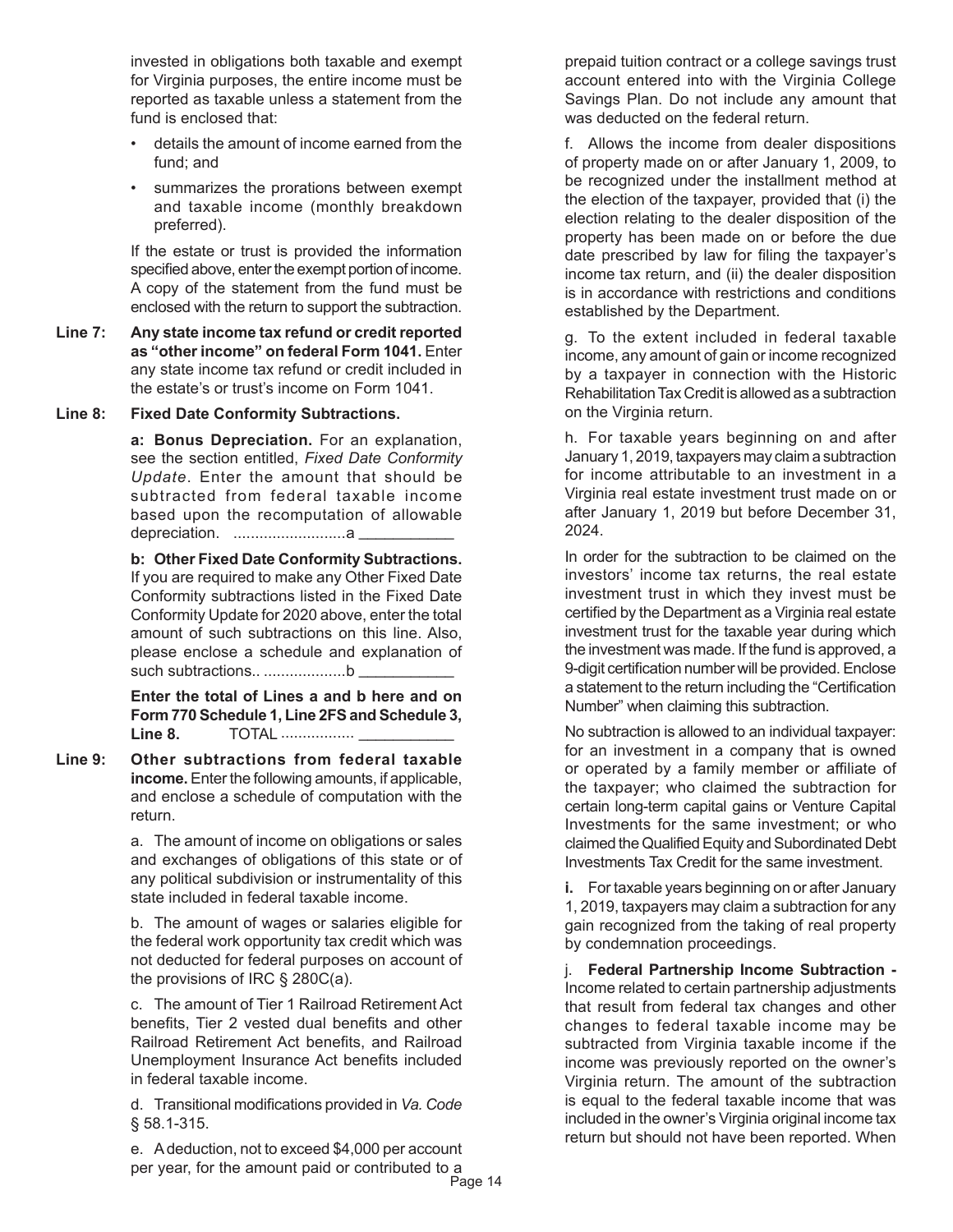invested in obligations both taxable and exempt for Virginia purposes, the entire income must be reported as taxable unless a statement from the fund is enclosed that:

- details the amount of income earned from the fund; and
- summarizes the prorations between exempt and taxable income (monthly breakdown preferred).

If the estate or trust is provided the information specified above, enter the exempt portion of income. A copy of the statement from the fund must be enclosed with the return to support the subtraction.

**Line 7: Any state income tax refund or credit reported as "other income" on federal Form 1041.** Enter any state income tax refund or credit included in the estate's or trust's income on Form 1041.

**Line 8: Fixed Date Conformity Subtractions.**

**a: Bonus Depreciation.** For an explanation, see the section entitled, *Fixed Date Conformity Update*. Enter the amount that should be subtracted from federal taxable income based upon the recomputation of allowable depreciation. ..........................a ___________

**b: Other Fixed Date Conformity Subtractions.** If you are required to make any Other Fixed Date Conformity subtractions listed in the Fixed Date Conformity Update for 2020 above, enter the total amount of such subtractions on this line. Also, please enclose a schedule and explanation of such subtractions.. ...................b ___________

**Enter the total of Lines a and b here and on Form 770 Schedule 1, Line 2FS and Schedule 3, Line 8.** TOTAL ................. ___________

**Line 9: Other subtractions from federal taxable income.** Enter the following amounts, if applicable, and enclose a schedule of computation with the return.

a. The amount of income on obligations or sales and exchanges of obligations of this state or of any political subdivision or instrumentality of this state included in federal taxable income.

b. The amount of wages or salaries eligible for the federal work opportunity tax credit which was not deducted for federal purposes on account of the provisions of IRC § 280C(a).

c. The amount of Tier 1 Railroad Retirement Act benefits, Tier 2 vested dual benefits and other Railroad Retirement Act benefits, and Railroad Unemployment Insurance Act benefits included in federal taxable income.

d. Transitional modifications provided in *Va. Code* § 58.1-315.

e. A deduction, not to exceed $4,000 per account per year, for the amount paid or contributed to a prepaid tuition contract or a college savings trust account entered into with the Virginia College Savings Plan. Do not include any amount that was deducted on the federal return.

f. Allows the income from dealer dispositions of property made on or after January 1, 2009, to be recognized under the installment method at the election of the taxpayer, provided that (i) the election relating to the dealer disposition of the property has been made on or before the due date prescribed by law for filing the taxpayer's income tax return, and (ii) the dealer disposition is in accordance with restrictions and conditions established by the Department.

g. To the extent included in federal taxable income, any amount of gain or income recognized by a taxpayer in connection with the Historic Rehabilitation Tax Credit is allowed as a subtraction on the Virginia return.

h. For taxable years beginning on and after January 1, 2019, taxpayers may claim a subtraction for income attributable to an investment in a Virginia real estate investment trust made on or after January 1, 2019 but before December 31, 2024.

In order for the subtraction to be claimed on the investors' income tax returns, the real estate investment trust in which they invest must be certified by the Department as a Virginia real estate investment trust for the taxable year during which the investment was made. If the fund is approved, a 9-digit certification number will be provided. Enclose a statement to the return including the "Certification Number" when claiming this subtraction.

No subtraction is allowed to an individual taxpayer: for an investment in a company that is owned or operated by a family member or affiliate of the taxpayer; who claimed the subtraction for certain long-term capital gains or Venture Capital Investments for the same investment; or who claimed the Qualified Equity and Subordinated Debt Investments Tax Credit for the same investment.

**i.** For taxable years beginning on or after January 1, 2019, taxpayers may claim a subtraction for any gain recognized from the taking of real property by condemnation proceedings.

j. **Federal Partnership Income Subtraction -** Income related to certain partnership adjustments that result from federal tax changes and other changes to federal taxable income may be subtracted from Virginia taxable income if the income was previously reported on the owner's Virginia return. The amount of the subtraction is equal to the federal taxable income that was included in the owner's Virginia original income tax return but should not have been reported. When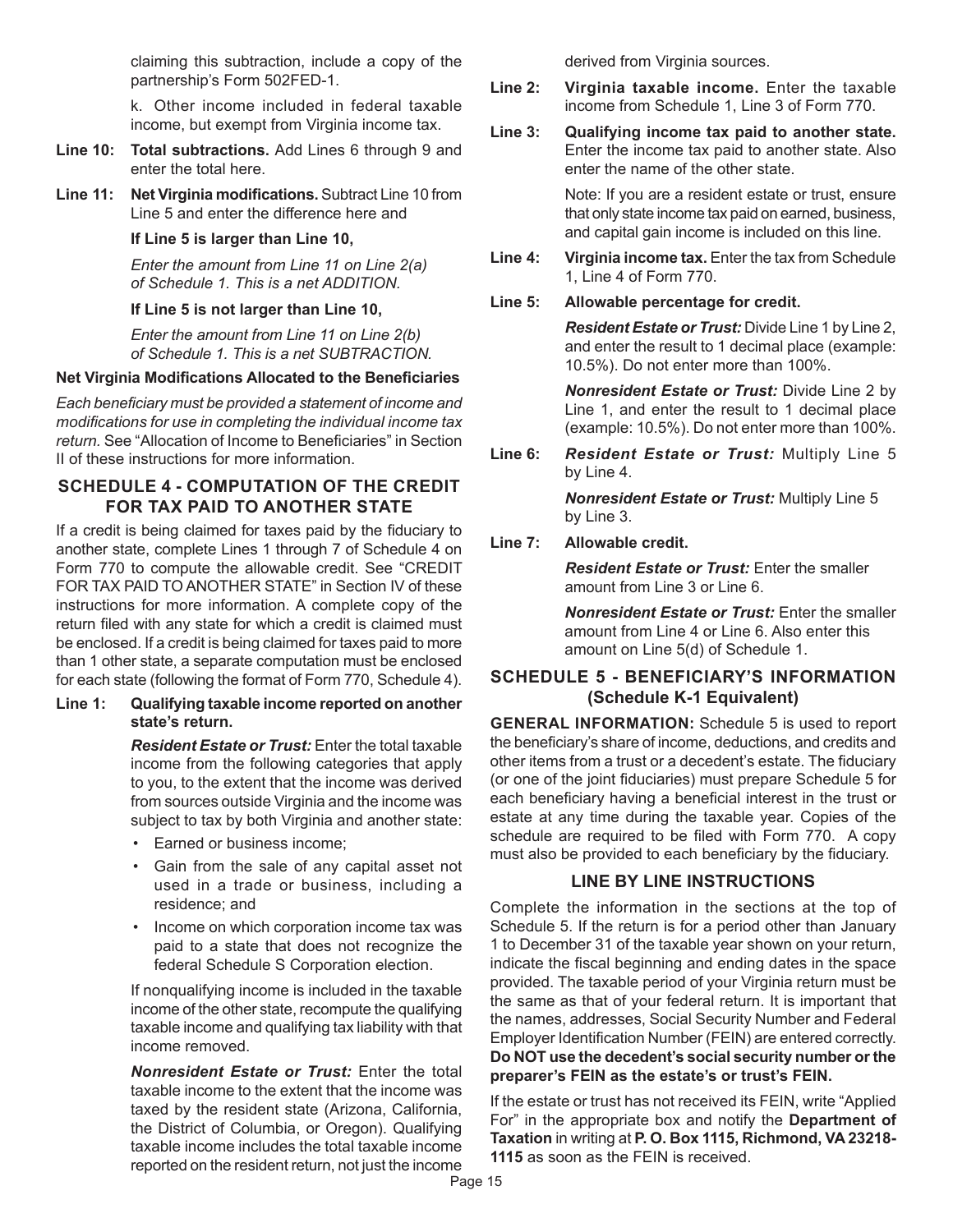claiming this subtraction, include a copy of the partnership's Form 502FED-1.

k. Other income included in federal taxable income, but exempt from Virginia income tax.

**Line 10: Total subtractions.** Add Lines 6 through 9 and enter the total here.

**Line 11: Net Virginia modifications.** Subtract Line 10 from Line 5 and enter the difference here and

**If Line 5 is larger than Line 10,**

*Enter the amount from Line 11 on Line 2(a) of Schedule 1. This is a net ADDITION.*

**If Line 5 is not larger than Line 10,**

*Enter the amount from Line 11 on Line 2(b) of Schedule 1. This is a net SUBTRACTION.*

**Net Virginia Modifications Allocated to the Beneficiaries**

*Each beneficiary must be provided a statement of income and modifications for use in completing the individual income tax return.* See "Allocation of Income to Beneficiaries" in Section II of these instructions for more information.

## SCHEDULE 4 - COMPUTATION OF THE CREDIT FOR TAX PAID TO ANOTHER STATE

If a credit is being claimed for taxes paid by the fiduciary to another state, complete Lines 1 through 7 of Schedule 4 on Form 770 to compute the allowable credit. See "CREDIT FOR TAX PAID TO ANOTHER STATE" in Section IV of these instructions for more information. A complete copy of the return filed with any state for which a credit is claimed must be enclosed. If a credit is being claimed for taxes paid to more than 1 other state, a separate computation must be enclosed for each state (following the format of Form 770, Schedule 4).

**Line 1: Qualifying taxable income reported on another state's return.**

***Resident Estate or Trust:*** Enter the total taxable income from the following categories that apply to you, to the extent that the income was derived from sources outside Virginia and the income was subject to tax by both Virginia and another state:

- Earned or business income;
- Gain from the sale of any capital asset not used in a trade or business, including a residence; and
- Income on which corporation income tax was paid to a state that does not recognize the federal Schedule S Corporation election.

If nonqualifying income is included in the taxable income of the other state, recompute the qualifying taxable income and qualifying tax liability with that income removed.

***Nonresident Estate or Trust:*** Enter the total taxable income to the extent that the income was taxed by the resident state (Arizona, California, the District of Columbia, or Oregon). Qualifying taxable income includes the total taxable income reported on the resident return, not just the income derived from Virginia sources.

**Line 2: Virginia taxable income.** Enter the taxable income from Schedule 1, Line 3 of Form 770.

**Line 3: Qualifying income tax paid to another state.** Enter the income tax paid to another state. Also enter the name of the other state.

Note: If you are a resident estate or trust, ensure that only state income tax paid on earned, business, and capital gain income is included on this line.

**Line 4: Virginia income tax.** Enter the tax from Schedule 1, Line 4 of Form 770.

**Line 5: Allowable percentage for credit.**

***Resident Estate or Trust:*** Divide Line 1 by Line 2, and enter the result to 1 decimal place (example: 10.5%). Do not enter more than 100%.

***Nonresident Estate or Trust:*** Divide Line 2 by Line 1, and enter the result to 1 decimal place (example: 10.5%). Do not enter more than 100%.

**Line 6:** ***Resident Estate or Trust:*** Multiply Line 5 by Line 4.

***Nonresident Estate or Trust:*** Multiply Line 5 by Line 3.

**Line 7: Allowable credit.**

***Resident Estate or Trust:*** Enter the smaller amount from Line 3 or Line 6.

***Nonresident Estate or Trust:*** Enter the smaller amount from Line 4 or Line 6. Also enter this amount on Line 5(d) of Schedule 1.

## SCHEDULE 5 - BENEFICIARY'S INFORMATION (Schedule K-1 Equivalent)

**GENERAL INFORMATION:** Schedule 5 is used to report the beneficiary's share of income, deductions, and credits and other items from a trust or a decedent's estate. The fiduciary (or one of the joint fiduciaries) must prepare Schedule 5 for each beneficiary having a beneficial interest in the trust or estate at any time during the taxable year. Copies of the schedule are required to be filed with Form 770. A copy must also be provided to each beneficiary by the fiduciary.

### LINE BY LINE INSTRUCTIONS

Complete the information in the sections at the top of Schedule 5. If the return is for a period other than January 1 to December 31 of the taxable year shown on your return, indicate the fiscal beginning and ending dates in the space provided. The taxable period of your Virginia return must be the same as that of your federal return. It is important that the names, addresses, Social Security Number and Federal Employer Identification Number (FEIN) are entered correctly. **Do NOT use the decedent's social security number or the preparer's FEIN as the estate's or trust's FEIN.**

If the estate or trust has not received its FEIN, write "Applied For" in the appropriate box and notify the **Department of Taxation** in writing at **P. O. Box 1115, Richmond, VA 23218-1115** as soon as the FEIN is received.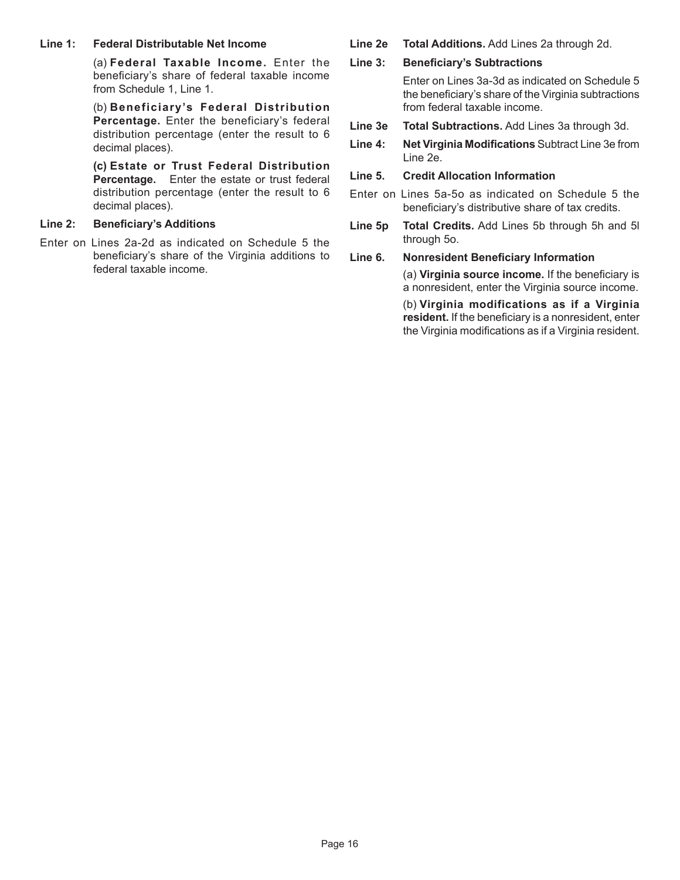**Line 1: Federal Distributable Net Income**

(a) **Federal Taxable Income.** Enter the beneficiary's share of federal taxable income from Schedule 1, Line 1.

(b) **Beneficiary's Federal Distribution Percentage.** Enter the beneficiary's federal distribution percentage (enter the result to 6 decimal places).

**(c) Estate or Trust Federal Distribution Percentage.** Enter the estate or trust federal distribution percentage (enter the result to 6 decimal places).

**Line 2: Beneficiary's Additions**

Enter on Lines 2a-2d as indicated on Schedule 5 the beneficiary's share of the Virginia additions to federal taxable income.

**Line 2e Total Additions.** Add Lines 2a through 2d.

**Line 3: Beneficiary's Subtractions**

Enter on Lines 3a-3d as indicated on Schedule 5 the beneficiary's share of the Virginia subtractions from federal taxable income.

**Line 3e Total Subtractions.** Add Lines 3a through 3d.

**Line 4: Net Virginia Modifications** Subtract Line 3e from Line 2e.

**Line 5. Credit Allocation Information**

Enter on Lines 5a-5o as indicated on Schedule 5 the beneficiary's distributive share of tax credits.

**Line 5p Total Credits.** Add Lines 5b through 5h and 5l through 5o.

**Line 6. Nonresident Beneficiary Information**

(a) **Virginia source income.** If the beneficiary is a nonresident, enter the Virginia source income.

(b) **Virginia modifications as if a Virginia resident.** If the beneficiary is a nonresident, enter the Virginia modifications as if a Virginia resident.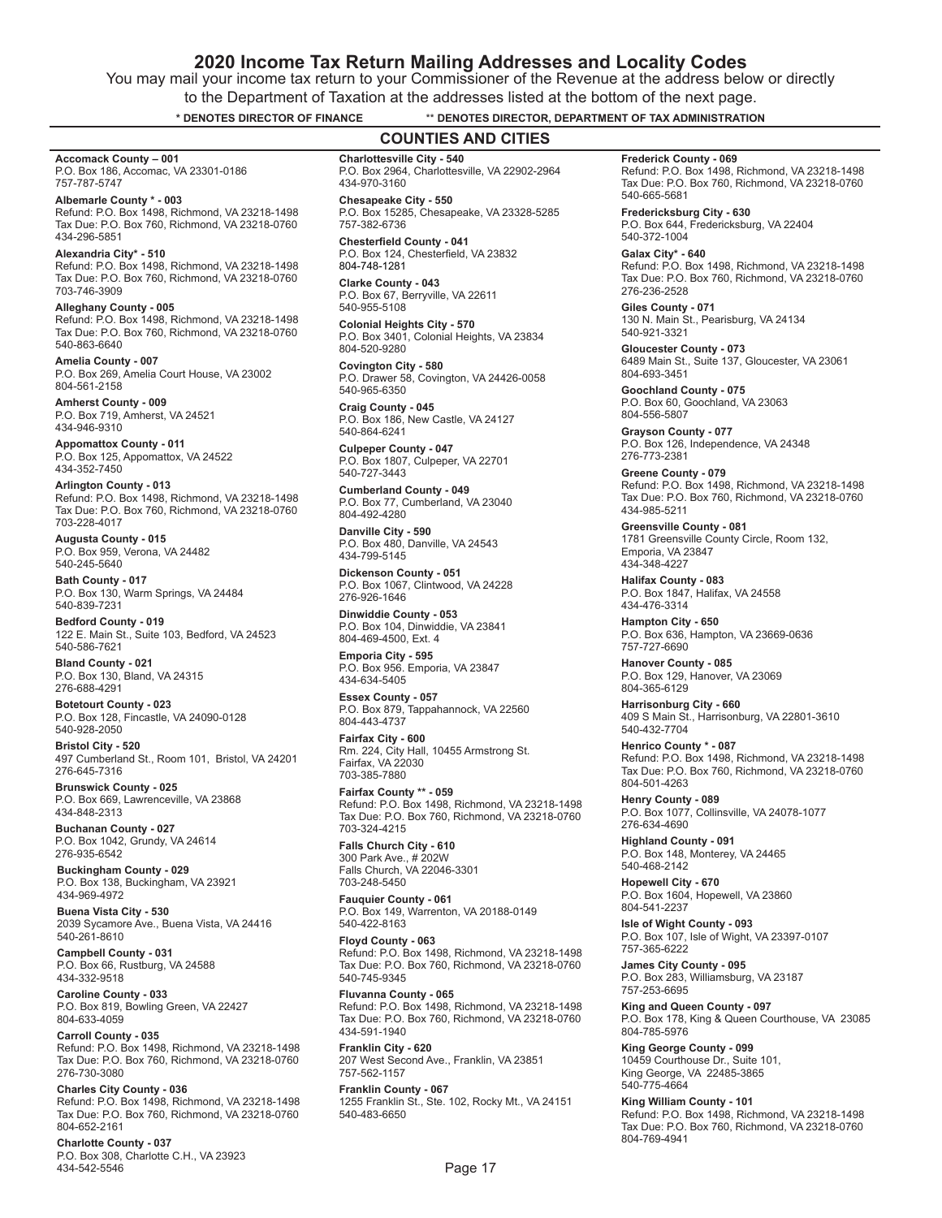# 2020 Income Tax Return Mailing Addresses and Locality Codes

You may mail your income tax return to your Commissioner of the Revenue at the address below or directly to the Department of Taxation at the addresses listed at the bottom of the next page.

**\* DENOTES DIRECTOR OF FINANCE** **\*\* DENOTES DIRECTOR, DEPARTMENT OF TAX ADMINISTRATION**

## COUNTIES AND CITIES

**Accomack County – 001**
P.O. Box 186, Accomac, VA 23301-0186
757-787-5747

**Albemarle County * - 003**
Refund: P.O. Box 1498, Richmond, VA 23218-1498
Tax Due: P.O. Box 760, Richmond, VA 23218-0760
434-296-5851

**Alexandria City* - 510**
Refund: P.O. Box 1498, Richmond, VA 23218-1498
Tax Due: P.O. Box 760, Richmond, VA 23218-0760
703-746-3909

**Alleghany County - 005**
Refund: P.O. Box 1498, Richmond, VA 23218-1498
Tax Due: P.O. Box 760, Richmond, VA 23218-0760
540-863-6640

**Amelia County - 007**
P.O. Box 269, Amelia Court House, VA 23002
804-561-2158

**Amherst County - 009**
P.O. Box 719, Amherst, VA 24521
434-946-9310

**Appomattox County - 011**
P.O. Box 125, Appomattox, VA 24522
434-352-7450

**Arlington County - 013**
Refund: P.O. Box 1498, Richmond, VA 23218-1498
Tax Due: P.O. Box 760, Richmond, VA 23218-0760
703-228-4017

**Augusta County - 015**
P.O. Box 959, Verona, VA 24482
540-245-5640

**Bath County - 017**
P.O. Box 130, Warm Springs, VA 24484
540-839-7231

**Bedford County - 019**
122 E. Main St., Suite 103, Bedford, VA 24523
540-586-7621

**Bland County - 021**
P.O. Box 130, Bland, VA 24315
276-688-4291

**Botetourt County - 023**
P.O. Box 128, Fincastle, VA 24090-0128
540-928-2050

**Bristol City - 520**
497 Cumberland St., Room 101, Bristol, VA 24201
276-645-7316

**Brunswick County - 025**
P.O. Box 669, Lawrenceville, VA 23868
434-848-2313

**Buchanan County - 027**
P.O. Box 1042, Grundy, VA 24614
276-935-6542

**Buckingham County - 029**
P.O. Box 138, Buckingham, VA 23921
434-969-4972

**Buena Vista City - 530**
2039 Sycamore Ave., Buena Vista, VA 24416
540-261-8610

**Campbell County - 031**
P.O. Box 66, Rustburg, VA 24588
434-332-9518

**Caroline County - 033**
P.O. Box 819, Bowling Green, VA 22427
804-633-4059

**Carroll County - 035**
Refund: P.O. Box 1498, Richmond, VA 23218-1498
Tax Due: P.O. Box 760, Richmond, VA 23218-0760
276-730-3080

**Charles City County - 036**
Refund: P.O. Box 1498, Richmond, VA 23218-1498
Tax Due: P.O. Box 760, Richmond, VA 23218-0760
804-652-2161

**Charlotte County - 037**
P.O. Box 308, Charlotte C.H., VA 23923
434-542-5546

**Charlottesville City - 540**
P.O. Box 2964, Charlottesville, VA 22902-2964
434-970-3160

**Chesapeake City - 550**
P.O. Box 15285, Chesapeake, VA 23328-5285
757-382-6736

**Chesterfield County - 041**
P.O. Box 124, Chesterfield, VA 23832
804-748-1281

**Clarke County - 043**
P.O. Box 67, Berryville, VA 22611
540-955-5108

**Colonial Heights City - 570**
P.O. Box 3401, Colonial Heights, VA 23834
804-520-9280

**Covington City - 580**
P.O. Drawer 58, Covington, VA 24426-0058
540-965-6350

**Craig County - 045**
P.O. Box 186, New Castle, VA 24127
540-864-6241

**Culpeper County - 047**
P.O. Box 1807, Culpeper, VA 22701
540-727-3443

**Cumberland County - 049**
P.O. Box 77, Cumberland, VA 23040
804-492-4280

**Danville City - 590**
P.O. Box 480, Danville, VA 24543
434-799-5145

**Dickenson County - 051**
P.O. Box 1067, Clintwood, VA 24228
276-926-1646

**Dinwiddie County - 053**
P.O. Box 104, Dinwiddie, VA 23841
804-469-4500, Ext. 4

**Emporia City - 595**
P.O. Box 956. Emporia, VA 23847
434-634-5405

**Essex County - 057**
P.O. Box 879, Tappahannock, VA 22560
804-443-4737

**Fairfax City - 600**
Rm. 224, City Hall, 10455 Armstrong St.
Fairfax, VA 22030
703-385-7880

**Fairfax County \*\* - 059**
Refund: P.O. Box 1498, Richmond, VA 23218-1498
Tax Due: P.O. Box 760, Richmond, VA 23218-0760
703-324-4215

**Falls Church City - 610**
300 Park Ave., # 202W
Falls Church, VA 22046-3301
703-248-5450

**Fauquier County - 061**
P.O. Box 149, Warrenton, VA 20188-0149
540-422-8163

**Floyd County - 063**
Refund: P.O. Box 1498, Richmond, VA 23218-1498
Tax Due: P.O. Box 760, Richmond, VA 23218-0760
540-745-9345

**Fluvanna County - 065**
Refund: P.O. Box 1498, Richmond, VA 23218-1498
Tax Due: P.O. Box 760, Richmond, VA 23218-0760
434-591-1940

**Franklin City - 620**
207 West Second Ave., Franklin, VA 23851
757-562-1157

**Franklin County - 067**
1255 Franklin St., Ste. 102, Rocky Mt., VA 24151
540-483-6650

**Frederick County - 069**
Refund: P.O. Box 1498, Richmond, VA 23218-1498
Tax Due: P.O. Box 760, Richmond, VA 23218-0760
540-665-5681

**Fredericksburg City - 630**
P.O. Box 644, Fredericksburg, VA 22404
540-372-1004

**Galax City* - 640**
Refund: P.O. Box 1498, Richmond, VA 23218-1498
Tax Due: P.O. Box 760, Richmond, VA 23218-0760
276-236-2528

**Giles County - 071**
130 N. Main St., Pearisburg, VA 24134
540-921-3321

**Gloucester County - 073**
6489 Main St., Suite 137, Gloucester, VA 23061
804-693-3451

**Goochland County - 075**
P.O. Box 60, Goochland, VA 23063
804-556-5807

**Grayson County - 077**
P.O. Box 126, Independence, VA 24348
276-773-2381

**Greene County - 079**
Refund: P.O. Box 1498, Richmond, VA 23218-1498
Tax Due: P.O. Box 760, Richmond, VA 23218-0760
434-985-5211

**Greensville County - 081**
1781 Greensville County Circle, Room 132,
Emporia, VA 23847
434-348-4227

**Halifax County - 083**
P.O. Box 1847, Halifax, VA 24558
434-476-3314

**Hampton City - 650**
P.O. Box 636, Hampton, VA 23669-0636
757-727-6690

**Hanover County - 085**
P.O. Box 129, Hanover, VA 23069
804-365-6129

**Harrisonburg City - 660**
409 S Main St., Harrisonburg, VA 22801-3610
540-432-7704

**Henrico County * - 087**
Refund: P.O. Box 1498, Richmond, VA 23218-1498
Tax Due: P.O. Box 760, Richmond, VA 23218-0760
804-501-4263

**Henry County - 089**
P.O. Box 1077, Collinsville, VA 24078-1077
276-634-4690

**Highland County - 091**
P.O. Box 148, Monterey, VA 24465
540-468-2142

**Hopewell City - 670**
P.O. Box 1604, Hopewell, VA 23860
804-541-2237

**Isle of Wight County - 093**
P.O. Box 107, Isle of Wight, VA 23397-0107
757-365-6222

**James City County - 095**
P.O. Box 283, Williamsburg, VA 23187
757-253-6695

**King and Queen County - 097**
P.O. Box 178, King & Queen Courthouse, VA 23085
804-785-5976

**King George County - 099**
10459 Courthouse Dr., Suite 101,
King George, VA 22485-3865
540-775-4664

**King William County - 101**
Refund: P.O. Box 1498, Richmond, VA 23218-1498
Tax Due: P.O. Box 760, Richmond, VA 23218-0760
804-769-4941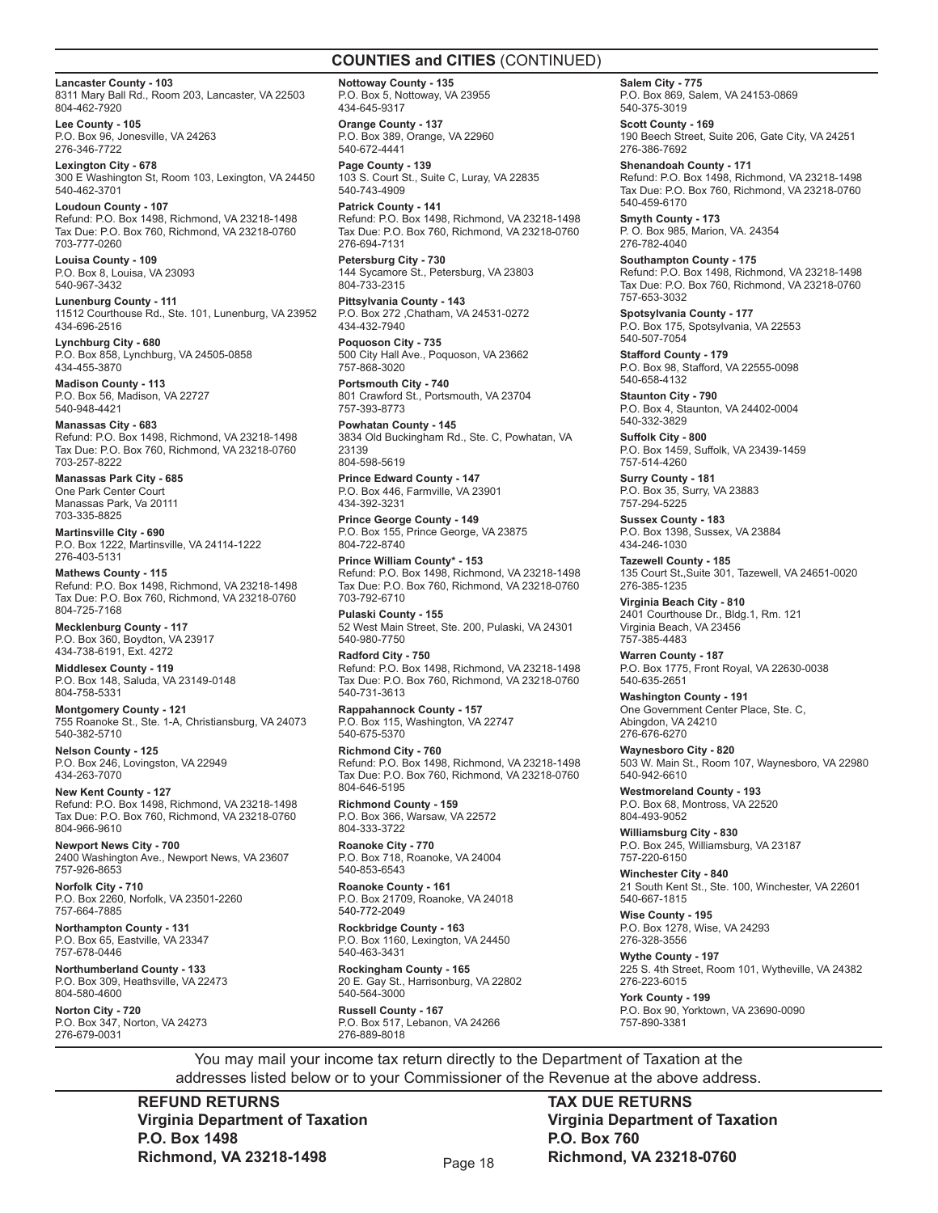## COUNTIES and CITIES (CONTINUED)

**Lancaster County - 103**
8311 Mary Ball Rd., Room 203, Lancaster, VA 22503
804-462-7920

**Lee County - 105**
P.O. Box 96, Jonesville, VA 24263
276-346-7722

**Lexington City - 678**
300 E Washington St, Room 103, Lexington, VA 24450
540-462-3701

**Loudoun County - 107**
Refund: P.O. Box 1498, Richmond, VA 23218-1498
Tax Due: P.O. Box 760, Richmond, VA 23218-0760
703-777-0260

**Louisa County - 109**
P.O. Box 8, Louisa, VA 23093
540-967-3432

**Lunenburg County - 111**
11512 Courthouse Rd., Ste. 101, Lunenburg, VA 23952
434-696-2516

**Lynchburg City - 680**
P.O. Box 858, Lynchburg, VA 24505-0858
434-455-3870

**Madison County - 113**
P.O. Box 56, Madison, VA 22727
540-948-4421

**Manassas City - 683**
Refund: P.O. Box 1498, Richmond, VA 23218-1498
Tax Due: P.O. Box 760, Richmond, VA 23218-0760
703-257-8222

**Manassas Park City - 685**
One Park Center Court
Manassas Park, Va 20111
703-335-8825

**Martinsville City - 690**
P.O. Box 1222, Martinsville, VA 24114-1222
276-403-5131

**Mathews County - 115**
Refund: P.O. Box 1498, Richmond, VA 23218-1498
Tax Due: P.O. Box 760, Richmond, VA 23218-0760
804-725-7168

**Mecklenburg County - 117**
P.O. Box 360, Boydton, VA 23917
434-738-6191, Ext. 4272

**Middlesex County - 119**
P.O. Box 148, Saluda, VA 23149-0148
804-758-5331

**Montgomery County - 121**
755 Roanoke St., Ste. 1-A, Christiansburg, VA 24073
540-382-5710

**Nelson County - 125**
P.O. Box 246, Lovingston, VA 22949
434-263-7070

**New Kent County - 127**
Refund: P.O. Box 1498, Richmond, VA 23218-1498
Tax Due: P.O. Box 760, Richmond, VA 23218-0760
804-966-9610

**Newport News City - 700**
2400 Washington Ave., Newport News, VA 23607
757-926-8653

**Norfolk City - 710**
P.O. Box 2260, Norfolk, VA 23501-2260
757-664-7885

**Northampton County - 131**
P.O. Box 65, Eastville, VA 23347
757-678-0446

**Northumberland County - 133**
P.O. Box 309, Heathsville, VA 22473
804-580-4600

**Norton City - 720**
P.O. Box 347, Norton, VA 24273
276-679-0031

**Nottoway County - 135**
P.O. Box 5, Nottoway, VA 23955
434-645-9317

**Orange County - 137**
P.O. Box 389, Orange, VA 22960
540-672-4441

**Page County - 139**
103 S. Court St., Suite C, Luray, VA 22835
540-743-4909

**Patrick County - 141**
Refund: P.O. Box 1498, Richmond, VA 23218-1498
Tax Due: P.O. Box 760, Richmond, VA 23218-0760
276-694-7131

**Petersburg City - 730**
144 Sycamore St., Petersburg, VA 23803
804-733-2315

**Pittsylvania County - 143**
P.O. Box 272 ,Chatham, VA 24531-0272
434-432-7940

**Poquoson City - 735**
500 City Hall Ave., Poquoson, VA 23662
757-868-3020

**Portsmouth City - 740**
801 Crawford St., Portsmouth, VA 23704
757-393-8773

**Powhatan County - 145**
3834 Old Buckingham Rd., Ste. C, Powhatan, VA 23139
804-598-5619

**Prince Edward County - 147**
P.O. Box 446, Farmville, VA 23901
434-392-3231

**Prince George County - 149**
P.O. Box 155, Prince George, VA 23875
804-722-8740

**Prince William County* - 153**
Refund: P.O. Box 1498, Richmond, VA 23218-1498
Tax Due: P.O. Box 760, Richmond, VA 23218-0760
703-792-6710

**Pulaski County - 155**
52 West Main Street, Ste. 200, Pulaski, VA 24301
540-980-7750

**Radford City - 750**
Refund: P.O. Box 1498, Richmond, VA 23218-1498
Tax Due: P.O. Box 760, Richmond, VA 23218-0760
540-731-3613

**Rappahannock County - 157**
P.O. Box 115, Washington, VA 22747
540-675-5370

**Richmond City - 760**
Refund: P.O. Box 1498, Richmond, VA 23218-1498
Tax Due: P.O. Box 760, Richmond, VA 23218-0760
804-646-5195

**Richmond County - 159**
P.O. Box 366, Warsaw, VA 22572
804-333-3722

**Roanoke City - 770**
P.O. Box 718, Roanoke, VA 24004
540-853-6543

**Roanoke County - 161**
P.O. Box 21709, Roanoke, VA 24018
540-772-2049

**Rockbridge County - 163**
P.O. Box 1160, Lexington, VA 24450
540-463-3431

**Rockingham County - 165**
20 E. Gay St., Harrisonburg, VA 22802
540-564-3000

**Russell County - 167**
P.O. Box 517, Lebanon, VA 24266
276-889-8018

**Salem City - 775**
P.O. Box 869, Salem, VA 24153-0869
540-375-3019

**Scott County - 169**
190 Beech Street, Suite 206, Gate City, VA 24251
276-386-7692

**Shenandoah County - 171**
Refund: P.O. Box 1498, Richmond, VA 23218-1498
Tax Due: P.O. Box 760, Richmond, VA 23218-0760
540-459-6170

**Smyth County - 173**
P. O. Box 985, Marion, VA. 24354
276-782-4040

**Southampton County - 175**
Refund: P.O. Box 1498, Richmond, VA 23218-1498
Tax Due: P.O. Box 760, Richmond, VA 23218-0760
757-653-3032

**Spotsylvania County - 177**
P.O. Box 175, Spotsylvania, VA 22553
540-507-7054

**Stafford County - 179**
P.O. Box 98, Stafford, VA 22555-0098
540-658-4132

**Staunton City - 790**
P.O. Box 4, Staunton, VA 24402-0004
540-332-3829

**Suffolk City - 800**
P.O. Box 1459, Suffolk, VA 23439-1459
757-514-4260

**Surry County - 181**
P.O. Box 35, Surry, VA 23883
757-294-5225

**Sussex County - 183**
P.O. Box 1398, Sussex, VA 23884
434-246-1030

**Tazewell County - 185**
135 Court St.,Suite 301, Tazewell, VA 24651-0020
276-385-1235

**Virginia Beach City - 810**
2401 Courthouse Dr., Bldg.1, Rm. 121
Virginia Beach, VA 23456
757-385-4483

**Warren County - 187**
P.O. Box 1775, Front Royal, VA 22630-0038
540-635-2651

**Washington County - 191**
One Government Center Place, Ste. C,
Abingdon, VA 24210
276-676-6270

**Waynesboro City - 820**
503 W. Main St., Room 107, Waynesboro, VA 22980
540-942-6610

**Westmoreland County - 193**
P.O. Box 68, Montross, VA 22520
804-493-9052

**Williamsburg City - 830**
P.O. Box 245, Williamsburg, VA 23187
757-220-6150

**Winchester City - 840**
21 South Kent St., Ste. 100, Winchester, VA 22601
540-667-1815

**Wise County - 195**
P.O. Box 1278, Wise, VA 24293
276-328-3556

**Wythe County - 197**
225 S. 4th Street, Room 101, Wytheville, VA 24382
276-223-6015

**York County - 199**
P.O. Box 90, Yorktown, VA 23690-0090
757-890-3381

You may mail your income tax return directly to the Department of Taxation at the addresses listed below or to your Commissioner of the Revenue at the above address.

**REFUND RETURNS**
**Virginia Department of Taxation**
**P.O. Box 1498**
**Richmond, VA 23218-1498**

**TAX DUE RETURNS**
**Virginia Department of Taxation**
**P.O. Box 760**
**Richmond, VA 23218-0760**